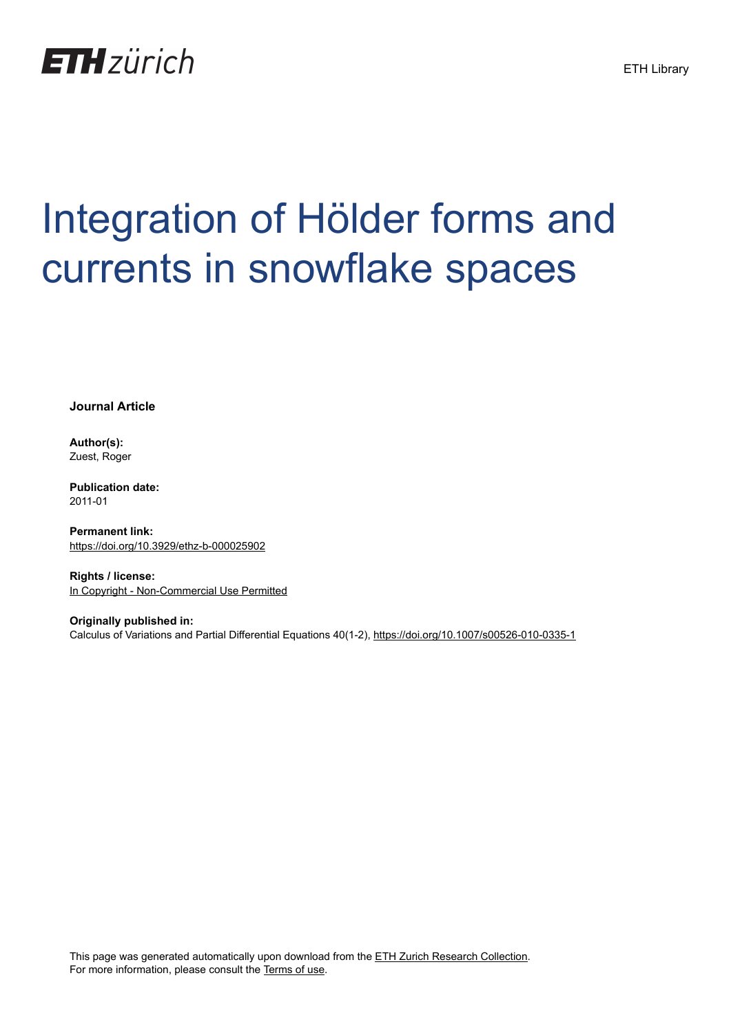ETH zürich

ETH Library

# Integration of Hölder forms and currents in snowflake spaces

**Journal Article**

**Author(s):**
Zuest, Roger

**Publication date:**
2011-01

**Permanent link:**
https://doi.org/10.3929/ethz-b-000025902

**Rights / license:**
In Copyright - Non-Commercial Use Permitted

**Originally published in:**
Calculus of Variations and Partial Differential Equations 40(1-2), https://doi.org/10.1007/s00526-010-0335-1

This page was generated automatically upon download from the ETH Zurich Research Collection.
For more information, please consult the Terms of use.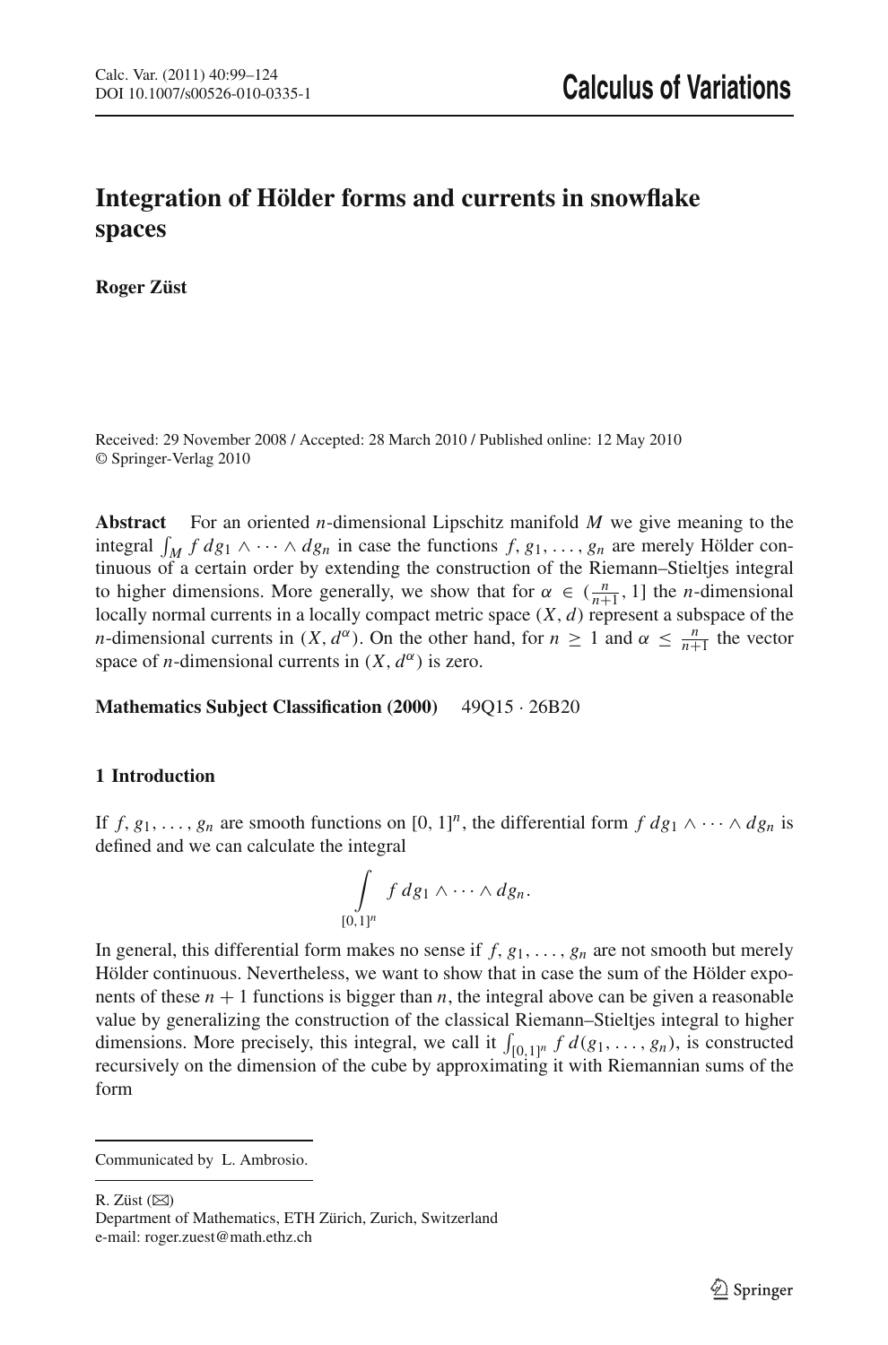# Integration of Hölder forms and currents in snowflake spaces

**Roger Züst**

Received: 29 November 2008 / Accepted: 28 March 2010 / Published online: 12 May 2010
© Springer-Verlag 2010

**Abstract** For an oriented $n$-dimensional Lipschitz manifold $M$ we give meaning to the integral $\int_M f\, dg_1 \wedge \cdots \wedge dg_n$ in case the functions $f, g_1, \ldots, g_n$ are merely Hölder continuous of a certain order by extending the construction of the Riemann–Stieltjes integral to higher dimensions. More generally, we show that for $\alpha \in (\frac{n}{n+1}, 1]$ the $n$-dimensional locally normal currents in a locally compact metric space $(X, d)$ represent a subspace of the $n$-dimensional currents in $(X, d^\alpha)$. On the other hand, for $n \geq 1$ and $\alpha \leq \frac{n}{n+1}$ the vector space of $n$-dimensional currents in $(X, d^\alpha)$ is zero.

**Mathematics Subject Classification (2000)** 49Q15 · 26B20

## 1 Introduction

If $f, g_1, \ldots, g_n$ are smooth functions on $[0, 1]^n$, the differential form $f\, dg_1 \wedge \cdots \wedge dg_n$ is defined and we can calculate the integral

$$\int\limits_{[0,1]^n} f\, dg_1 \wedge \cdots \wedge dg_n.$$

In general, this differential form makes no sense if $f, g_1, \ldots, g_n$ are not smooth but merely Hölder continuous. Nevertheless, we want to show that in case the sum of the Hölder exponents of these $n + 1$ functions is bigger than $n$, the integral above can be given a reasonable value by generalizing the construction of the classical Riemann–Stieltjes integral to higher dimensions. More precisely, this integral, we call it $\int_{[0,1]^n} f\, d(g_1, \ldots, g_n)$, is constructed recursively on the dimension of the cube by approximating it with Riemannian sums of the form

Communicated by L. Ambrosio.

R. Züst (✉)
Department of Mathematics, ETH Zürich, Zurich, Switzerland
e-mail: roger.zuest@math.ethz.ch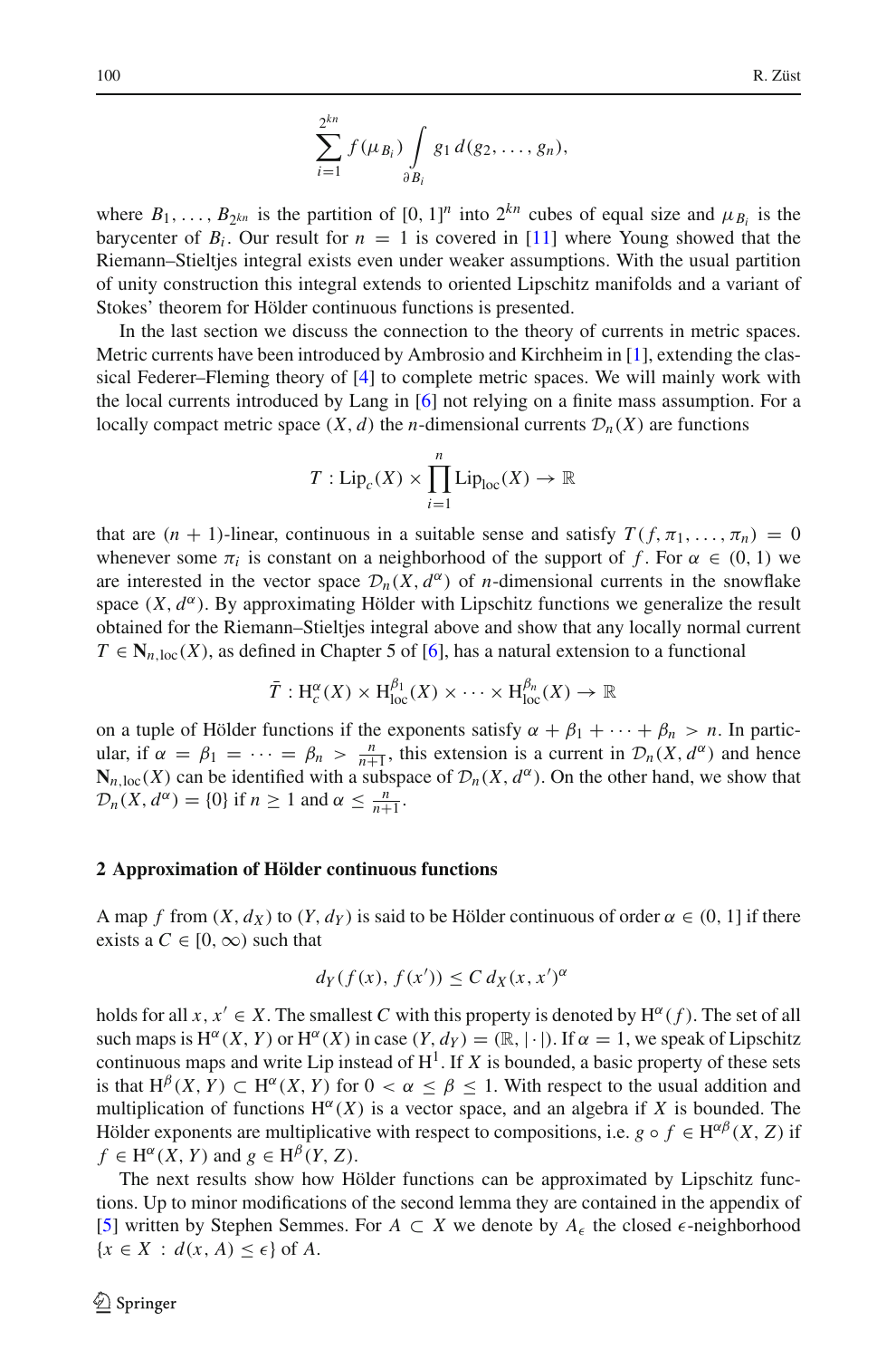$$\sum_{i=1}^{2^{kn}} f(\mu_{B_i}) \int_{\partial B_i} g_1 \, d(g_2, \ldots, g_n),$$

where $B_1, \ldots, B_{2^{kn}}$ is the partition of $[0,1]^n$ into $2^{kn}$ cubes of equal size and $\mu_{B_i}$ is the barycenter of $B_i$. Our result for $n = 1$ is covered in [11] where Young showed that the Riemann–Stieltjes integral exists even under weaker assumptions. With the usual partition of unity construction this integral extends to oriented Lipschitz manifolds and a variant of Stokes' theorem for Hölder continuous functions is presented.

In the last section we discuss the connection to the theory of currents in metric spaces. Metric currents have been introduced by Ambrosio and Kirchheim in [1], extending the classical Federer–Fleming theory of [4] to complete metric spaces. We will mainly work with the local currents introduced by Lang in [6] not relying on a finite mass assumption. For a locally compact metric space $(X, d)$ the $n$-dimensional currents $\mathcal{D}_n(X)$ are functions

$$T : \mathrm{Lip}_c(X) \times \prod_{i=1}^{n} \mathrm{Lip}_{\mathrm{loc}}(X) \to \mathbb{R}$$

that are $(n+1)$-linear, continuous in a suitable sense and satisfy $T(f, \pi_1, \ldots, \pi_n) = 0$ whenever some $\pi_i$ is constant on a neighborhood of the support of $f$. For $\alpha \in (0,1)$ we are interested in the vector space $\mathcal{D}_n(X, d^\alpha)$ of $n$-dimensional currents in the snowflake space $(X, d^\alpha)$. By approximating Hölder with Lipschitz functions we generalize the result obtained for the Riemann–Stieltjes integral above and show that any locally normal current $T \in \mathbf{N}_{n,\mathrm{loc}}(X)$, as defined in Chapter 5 of [6], has a natural extension to a functional

$$\bar{T} : \mathrm{H}_c^\alpha(X) \times \mathrm{H}_{\mathrm{loc}}^{\beta_1}(X) \times \cdots \times \mathrm{H}_{\mathrm{loc}}^{\beta_n}(X) \to \mathbb{R}$$

on a tuple of Hölder functions if the exponents satisfy $\alpha + \beta_1 + \cdots + \beta_n > n$. In particular, if $\alpha = \beta_1 = \cdots = \beta_n > \frac{n}{n+1}$, this extension is a current in $\mathcal{D}_n(X, d^\alpha)$ and hence $\mathbf{N}_{n,\mathrm{loc}}(X)$ can be identified with a subspace of $\mathcal{D}_n(X, d^\alpha)$. On the other hand, we show that $\mathcal{D}_n(X, d^\alpha) = \{0\}$ if $n \geq 1$ and $\alpha \leq \frac{n}{n+1}$.

## 2 Approximation of Hölder continuous functions

A map $f$ from $(X, d_X)$ to $(Y, d_Y)$ is said to be Hölder continuous of order $\alpha \in (0,1]$ if there exists a $C \in [0, \infty)$ such that

$$d_Y(f(x), f(x')) \leq C \, d_X(x, x')^\alpha$$

holds for all $x, x' \in X$. The smallest $C$ with this property is denoted by $\mathrm{H}^\alpha(f)$. The set of all such maps is $\mathrm{H}^\alpha(X, Y)$ or $\mathrm{H}^\alpha(X)$ in case $(Y, d_Y) = (\mathbb{R}, |\cdot|)$. If $\alpha = 1$, we speak of Lipschitz continuous maps and write Lip instead of $\mathrm{H}^1$. If $X$ is bounded, a basic property of these sets is that $\mathrm{H}^\beta(X, Y) \subset \mathrm{H}^\alpha(X, Y)$ for $0 < \alpha \leq \beta \leq 1$. With respect to the usual addition and multiplication of functions $\mathrm{H}^\alpha(X)$ is a vector space, and an algebra if $X$ is bounded. The Hölder exponents are multiplicative with respect to compositions, i.e. $g \circ f \in \mathrm{H}^{\alpha\beta}(X, Z)$ if $f \in \mathrm{H}^\alpha(X, Y)$ and $g \in \mathrm{H}^\beta(Y, Z)$.

The next results show how Hölder functions can be approximated by Lipschitz functions. Up to minor modifications of the second lemma they are contained in the appendix of [5] written by Stephen Semmes. For $A \subset X$ we denote by $A_\epsilon$ the closed $\epsilon$-neighborhood $\{x \in X : d(x, A) \leq \epsilon\}$ of $A$.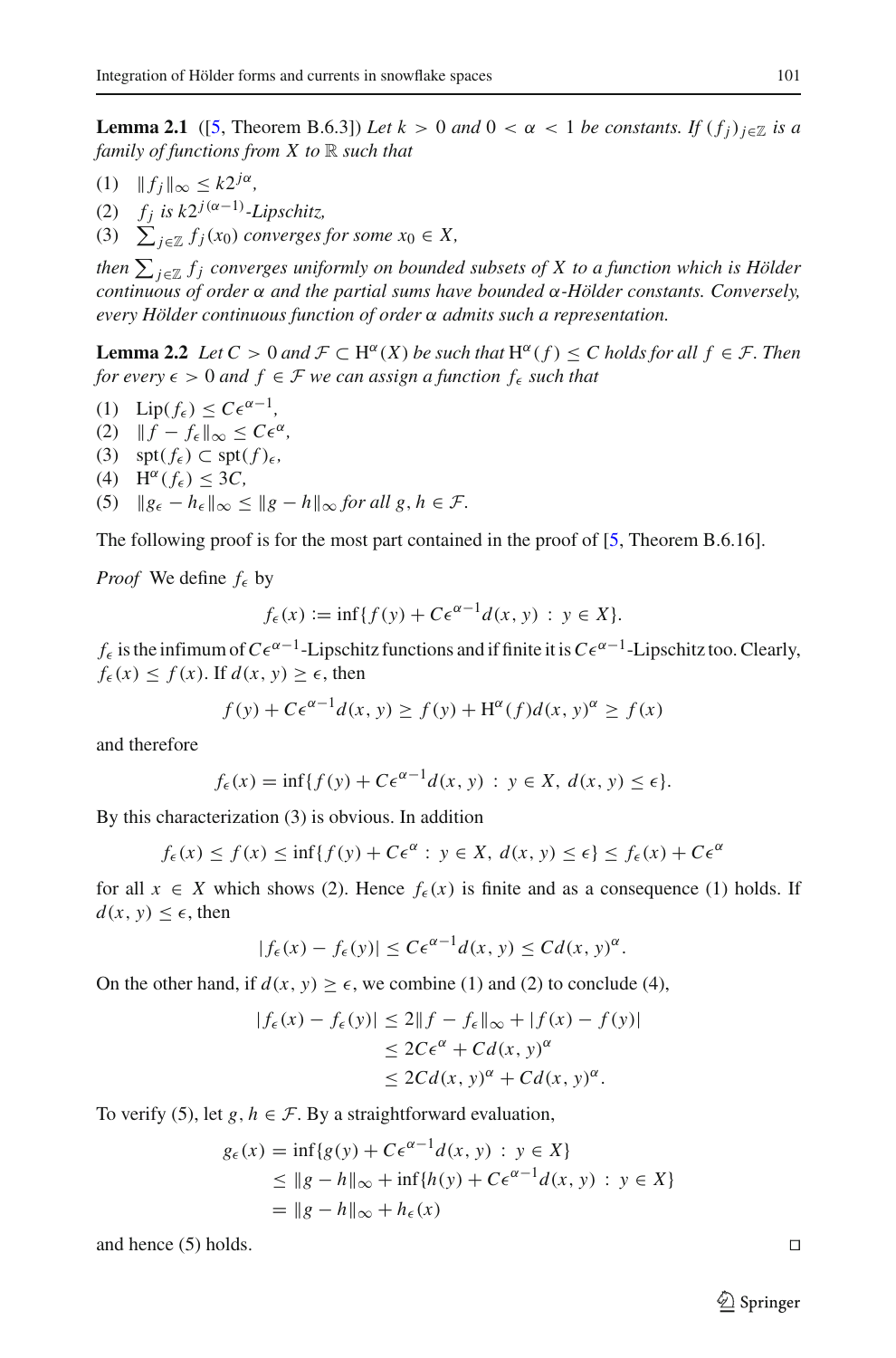**Lemma 2.1** ([5, Theorem B.6.3]) *Let $k > 0$ and $0 < \alpha < 1$ be constants. If $(f_j)_{j\in\mathbb{Z}}$ is a family of functions from $X$ to $\mathbb{R}$ such that*

(1) $\|f_j\|_\infty \leq k2^{j\alpha}$,
(2) $f_j$ *is $k2^{j(\alpha-1)}$-Lipschitz,*
(3) $\sum_{j\in\mathbb{Z}} f_j(x_0)$ *converges for some $x_0 \in X$,*

*then $\sum_{j\in\mathbb{Z}} f_j$ converges uniformly on bounded subsets of $X$ to a function which is Hölder continuous of order $\alpha$ and the partial sums have bounded $\alpha$-Hölder constants. Conversely, every Hölder continuous function of order $\alpha$ admits such a representation.*

**Lemma 2.2** *Let $C > 0$ and $\mathcal{F} \subset \mathrm{H}^\alpha(X)$ be such that $\mathrm{H}^\alpha(f) \leq C$ holds for all $f \in \mathcal{F}$. Then for every $\epsilon > 0$ and $f \in \mathcal{F}$ we can assign a function $f_\epsilon$ such that*

(1) $\mathrm{Lip}(f_\epsilon) \leq C\epsilon^{\alpha-1}$,
(2) $\|f - f_\epsilon\|_\infty \leq C\epsilon^\alpha$,
(3) $\mathrm{spt}(f_\epsilon) \subset \mathrm{spt}(f)_\epsilon$,
(4) $\mathrm{H}^\alpha(f_\epsilon) \leq 3C$,
(5) $\|g_\epsilon - h_\epsilon\|_\infty \leq \|g - h\|_\infty$ *for all $g, h \in \mathcal{F}$.*

The following proof is for the most part contained in the proof of [5, Theorem B.6.16].

*Proof* We define $f_\epsilon$ by

$$f_\epsilon(x) := \inf\{f(y) + C\epsilon^{\alpha-1}d(x, y) \,:\, y \in X\}.$$

$f_\epsilon$ is the infimum of $C\epsilon^{\alpha-1}$-Lipschitz functions and if finite it is $C\epsilon^{\alpha-1}$-Lipschitz too. Clearly, $f_\epsilon(x) \leq f(x)$. If $d(x, y) \geq \epsilon$, then

$$f(y) + C\epsilon^{\alpha-1}d(x, y) \geq f(y) + \mathrm{H}^\alpha(f)d(x, y)^\alpha \geq f(x)$$

and therefore

$$f_\epsilon(x) = \inf\{f(y) + C\epsilon^{\alpha-1}d(x, y) \,:\, y \in X,\ d(x, y) \leq \epsilon\}.$$

By this characterization (3) is obvious. In addition

$$f_\epsilon(x) \leq f(x) \leq \inf\{f(y) + C\epsilon^\alpha \,:\, y \in X,\ d(x, y) \leq \epsilon\} \leq f_\epsilon(x) + C\epsilon^\alpha$$

for all $x \in X$ which shows (2). Hence $f_\epsilon(x)$ is finite and as a consequence (1) holds. If $d(x, y) \leq \epsilon$, then

$$|f_\epsilon(x) - f_\epsilon(y)| \leq C\epsilon^{\alpha-1}d(x, y) \leq Cd(x, y)^\alpha.$$

On the other hand, if $d(x, y) \geq \epsilon$, we combine (1) and (2) to conclude (4),

$$\begin{aligned}
|f_\epsilon(x) - f_\epsilon(y)| &\leq 2\|f - f_\epsilon\|_\infty + |f(x) - f(y)| \\
&\leq 2C\epsilon^\alpha + Cd(x, y)^\alpha \\
&\leq 2Cd(x, y)^\alpha + Cd(x, y)^\alpha.
\end{aligned}$$

To verify (5), let $g, h \in \mathcal{F}$. By a straightforward evaluation,

$$\begin{aligned}
g_\epsilon(x) &= \inf\{g(y) + C\epsilon^{\alpha-1}d(x, y) \,:\, y \in X\} \\
&\leq \|g - h\|_\infty + \inf\{h(y) + C\epsilon^{\alpha-1}d(x, y) \,:\, y \in X\} \\
&= \|g - h\|_\infty + h_\epsilon(x)
\end{aligned}$$

and hence (5) holds. □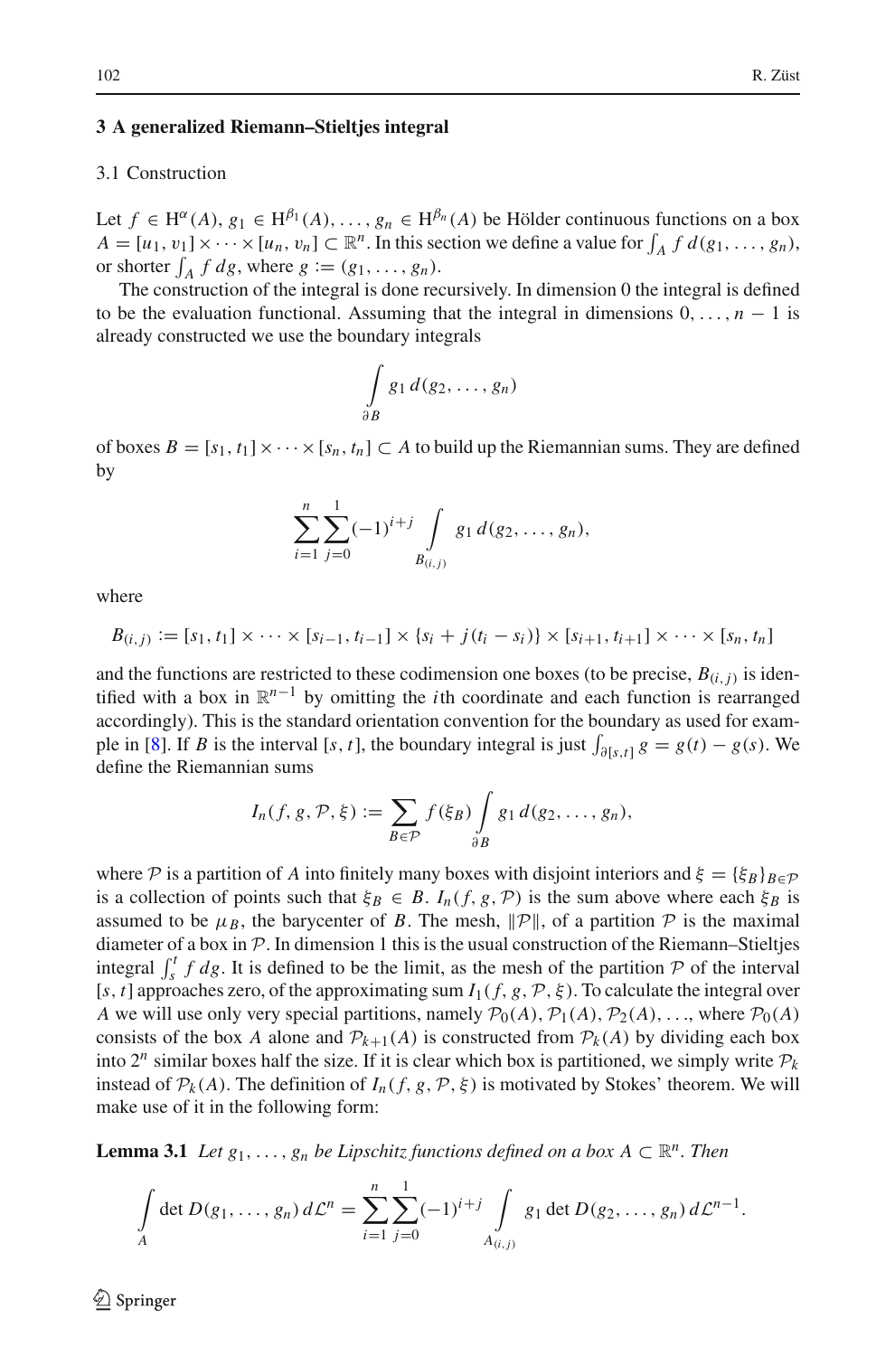## 3 A generalized Riemann–Stieltjes integral

### 3.1 Construction

Let $f \in \mathrm{H}^{\alpha}(A)$, $g_1 \in \mathrm{H}^{\beta_1}(A), \ldots, g_n \in \mathrm{H}^{\beta_n}(A)$ be Hölder continuous functions on a box $A = [u_1, v_1] \times \cdots \times [u_n, v_n] \subset \mathbb{R}^n$. In this section we define a value for $\int_A f \, d(g_1, \ldots, g_n)$, or shorter $\int_A f \, dg$, where $g := (g_1, \ldots, g_n)$.

The construction of the integral is done recursively. In dimension 0 the integral is defined to be the evaluation functional. Assuming that the integral in dimensions $0, \ldots, n-1$ is already constructed we use the boundary integrals

$$\int_{\partial B} g_1 \, d(g_2, \ldots, g_n)$$

of boxes $B = [s_1, t_1] \times \cdots \times [s_n, t_n] \subset A$ to build up the Riemannian sums. They are defined by

$$\sum_{i=1}^{n} \sum_{j=0}^{1} (-1)^{i+j} \int_{B_{(i,j)}} g_1 \, d(g_2, \ldots, g_n),$$

where

$$B_{(i,j)} := [s_1, t_1] \times \cdots \times [s_{i-1}, t_{i-1}] \times \{s_i + j(t_i - s_i)\} \times [s_{i+1}, t_{i+1}] \times \cdots \times [s_n, t_n]$$

and the functions are restricted to these codimension one boxes (to be precise, $B_{(i,j)}$ is identified with a box in $\mathbb{R}^{n-1}$ by omitting the $i$th coordinate and each function is rearranged accordingly). This is the standard orientation convention for the boundary as used for example in [8]. If $B$ is the interval $[s, t]$, the boundary integral is just $\int_{\partial[s,t]} g = g(t) - g(s)$. We define the Riemannian sums

$$I_n(f, g, \mathcal{P}, \xi) := \sum_{B \in \mathcal{P}} f(\xi_B) \int_{\partial B} g_1 \, d(g_2, \ldots, g_n),$$

where $\mathcal{P}$ is a partition of $A$ into finitely many boxes with disjoint interiors and $\xi = \{\xi_B\}_{B \in \mathcal{P}}$ is a collection of points such that $\xi_B \in B$. $I_n(f, g, \mathcal{P})$ is the sum above where each $\xi_B$ is assumed to be $\mu_B$, the barycenter of $B$. The mesh, $\|\mathcal{P}\|$, of a partition $\mathcal{P}$ is the maximal diameter of a box in $\mathcal{P}$. In dimension 1 this is the usual construction of the Riemann–Stieltjes integral $\int_s^t f \, dg$. It is defined to be the limit, as the mesh of the partition $\mathcal{P}$ of the interval $[s, t]$ approaches zero, of the approximating sum $I_1(f, g, \mathcal{P}, \xi)$. To calculate the integral over $A$ we will use only very special partitions, namely $\mathcal{P}_0(A), \mathcal{P}_1(A), \mathcal{P}_2(A), \ldots$, where $\mathcal{P}_0(A)$ consists of the box $A$ alone and $\mathcal{P}_{k+1}(A)$ is constructed from $\mathcal{P}_k(A)$ by dividing each box into $2^n$ similar boxes half the size. If it is clear which box is partitioned, we simply write $\mathcal{P}_k$ instead of $\mathcal{P}_k(A)$. The definition of $I_n(f, g, \mathcal{P}, \xi)$ is motivated by Stokes' theorem. We will make use of it in the following form:

**Lemma 3.1** *Let $g_1, \ldots, g_n$ be Lipschitz functions defined on a box $A \subset \mathbb{R}^n$. Then*

$$\int_A \det D(g_1, \ldots, g_n) \, d\mathcal{L}^n = \sum_{i=1}^{n} \sum_{j=0}^{1} (-1)^{i+j} \int_{A_{(i,j)}} g_1 \det D(g_2, \ldots, g_n) \, d\mathcal{L}^{n-1}.$$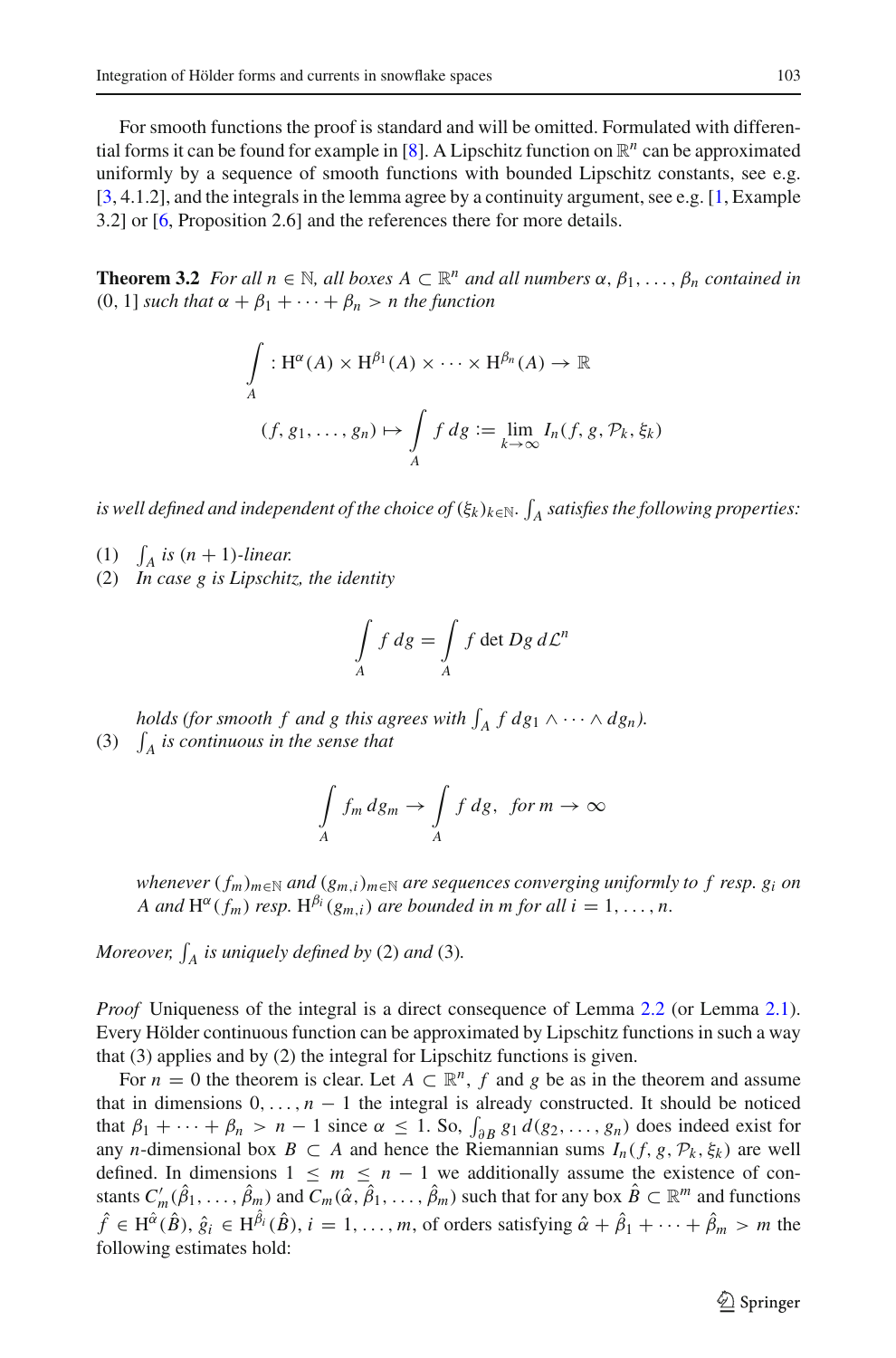For smooth functions the proof is standard and will be omitted. Formulated with differential forms it can be found for example in [8]. A Lipschitz function on $\mathbb{R}^n$ can be approximated uniformly by a sequence of smooth functions with bounded Lipschitz constants, see e.g. [3, 4.1.2], and the integrals in the lemma agree by a continuity argument, see e.g. [1, Example 3.2] or [6, Proposition 2.6] and the references there for more details.

**Theorem 3.2** *For all $n \in \mathbb{N}$, all boxes $A \subset \mathbb{R}^n$ and all numbers $\alpha, \beta_1, \ldots, \beta_n$ contained in $(0, 1]$ such that $\alpha + \beta_1 + \cdots + \beta_n > n$ the function*

$$\int_A : \mathrm{H}^\alpha(A) \times \mathrm{H}^{\beta_1}(A) \times \cdots \times \mathrm{H}^{\beta_n}(A) \to \mathbb{R}$$

$$(f, g_1, \ldots, g_n) \mapsto \int_A f\, dg := \lim_{k\to\infty} I_n(f, g, \mathcal{P}_k, \xi_k)$$

*is well defined and independent of the choice of $(\xi_k)_{k\in\mathbb{N}}$. $\int_A$ satisfies the following properties:*

1. *$\int_A$ is $(n+1)$-linear.*
2. *In case $g$ is Lipschitz, the identity*

$$\int_A f\, dg = \int_A f \det Dg\, d\mathcal{L}^n$$

   *holds (for smooth $f$ and $g$ this agrees with $\int_A f\, dg_1 \wedge \cdots \wedge dg_n$).*
3. *$\int_A$ is continuous in the sense that*

$$\int_A f_m\, dg_m \to \int_A f\, dg, \quad \text{for } m \to \infty$$

   *whenever $(f_m)_{m\in\mathbb{N}}$ and $(g_{m,i})_{m\in\mathbb{N}}$ are sequences converging uniformly to $f$ resp. $g_i$ on $A$ and $\mathrm{H}^\alpha(f_m)$ resp. $\mathrm{H}^{\beta_i}(g_{m,i})$ are bounded in $m$ for all $i = 1, \ldots, n$.*

*Moreover, $\int_A$ is uniquely defined by* (2) *and* (3)*.*

*Proof* Uniqueness of the integral is a direct consequence of Lemma 2.2 (or Lemma 2.1). Every Hölder continuous function can be approximated by Lipschitz functions in such a way that (3) applies and by (2) the integral for Lipschitz functions is given.

For $n = 0$ the theorem is clear. Let $A \subset \mathbb{R}^n$, $f$ and $g$ be as in the theorem and assume that in dimensions $0, \ldots, n-1$ the integral is already constructed. It should be noticed that $\beta_1 + \cdots + \beta_n > n - 1$ since $\alpha \leq 1$. So, $\int_{\partial B} g_1\, d(g_2, \ldots, g_n)$ does indeed exist for any $n$-dimensional box $B \subset A$ and hence the Riemannian sums $I_n(f, g, \mathcal{P}_k, \xi_k)$ are well defined. In dimensions $1 \leq m \leq n-1$ we additionally assume the existence of constants $C'_m(\hat{\beta}_1, \ldots, \hat{\beta}_m)$ and $C_m(\hat{\alpha}, \hat{\beta}_1, \ldots, \hat{\beta}_m)$ such that for any box $\hat{B} \subset \mathbb{R}^m$ and functions $\hat{f} \in \mathrm{H}^{\hat{\alpha}}(\hat{B})$, $\hat{g}_i \in \mathrm{H}^{\hat{\beta}_i}(\hat{B})$, $i = 1, \ldots, m$, of orders satisfying $\hat{\alpha} + \hat{\beta}_1 + \cdots + \hat{\beta}_m > m$ the following estimates hold: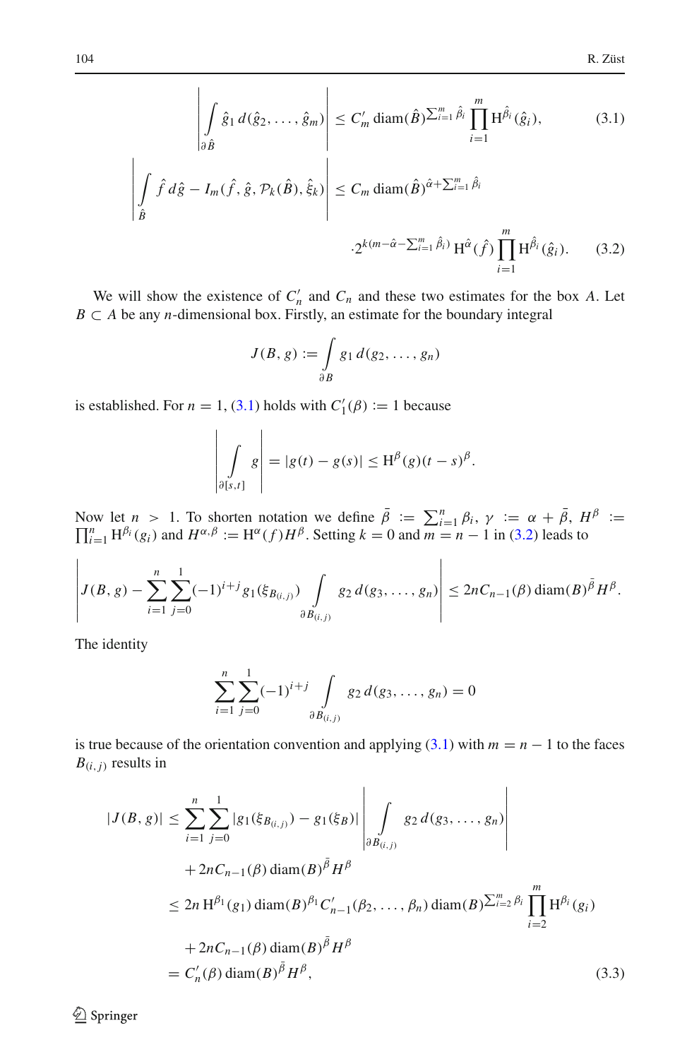$$\left| \int_{\partial \hat{B}} \hat{g}_1 \, d(\hat{g}_2, \ldots, \hat{g}_m) \right| \leq C'_m \operatorname{diam}(\hat{B})^{\sum_{i=1}^m \hat{\beta}_i} \prod_{i=1}^m \mathrm{H}^{\hat{\beta}_i}(\hat{g}_i), \tag{3.1}$$

$$\left| \int_{\hat{B}} \hat{f} \, d\hat{g} - I_m(\hat{f}, \hat{g}, \mathcal{P}_k(\hat{B}), \hat{\xi}_k) \right| \leq C_m \operatorname{diam}(\hat{B})^{\hat{\alpha} + \sum_{i=1}^m \hat{\beta}_i} \cdot 2^{k(m - \hat{\alpha} - \sum_{i=1}^m \hat{\beta}_i)} \mathrm{H}^{\hat{\alpha}}(\hat{f}) \prod_{i=1}^m \mathrm{H}^{\hat{\beta}_i}(\hat{g}_i). \tag{3.2}$$

We will show the existence of $C'_n$ and $C_n$ and these two estimates for the box $A$. Let $B \subset A$ be any $n$-dimensional box. Firstly, an estimate for the boundary integral

$$J(B, g) := \int_{\partial B} g_1 \, d(g_2, \ldots, g_n)$$

is established. For $n = 1$, (3.1) holds with $C'_1(\beta) := 1$ because

$$\left| \int_{\partial [s,t]} g \right| = |g(t) - g(s)| \leq \mathrm{H}^{\beta}(g)(t - s)^{\beta}.$$

Now let $n > 1$. To shorten notation we define $\bar{\beta} := \sum_{i=1}^n \beta_i$, $\gamma := \alpha + \bar{\beta}$, $H^{\beta} := \prod_{i=1}^n \mathrm{H}^{\beta_i}(g_i)$ and $H^{\alpha,\beta} := \mathrm{H}^{\alpha}(f) H^{\beta}$. Setting $k = 0$ and $m = n - 1$ in (3.2) leads to

$$\left| J(B, g) - \sum_{i=1}^n \sum_{j=0}^1 (-1)^{i+j} g_1(\xi_{B_{(i,j)}}) \int_{\partial B_{(i,j)}} g_2 \, d(g_3, \ldots, g_n) \right| \leq 2n C_{n-1}(\beta) \operatorname{diam}(B)^{\bar{\beta}} H^{\beta}.$$

The identity

$$\sum_{i=1}^n \sum_{j=0}^1 (-1)^{i+j} \int_{\partial B_{(i,j)}} g_2 \, d(g_3, \ldots, g_n) = 0$$

is true because of the orientation convention and applying (3.1) with $m = n - 1$ to the faces $B_{(i,j)}$ results in

$$\begin{aligned}
|J(B, g)| &\leq \sum_{i=1}^n \sum_{j=0}^1 |g_1(\xi_{B_{(i,j)}}) - g_1(\xi_B)| \left| \int_{\partial B_{(i,j)}} g_2 \, d(g_3, \ldots, g_n) \right| \\
&\quad + 2n C_{n-1}(\beta) \operatorname{diam}(B)^{\bar{\beta}} H^{\beta} \\
&\leq 2n \, \mathrm{H}^{\beta_1}(g_1) \operatorname{diam}(B)^{\beta_1} C'_{n-1}(\beta_2, \ldots, \beta_n) \operatorname{diam}(B)^{\sum_{i=2}^m \beta_i} \prod_{i=2}^m \mathrm{H}^{\beta_i}(g_i) \\
&\quad + 2n C_{n-1}(\beta) \operatorname{diam}(B)^{\bar{\beta}} H^{\beta} \\
&= C'_n(\beta) \operatorname{diam}(B)^{\bar{\beta}} H^{\beta},
\end{aligned} \tag{3.3}$$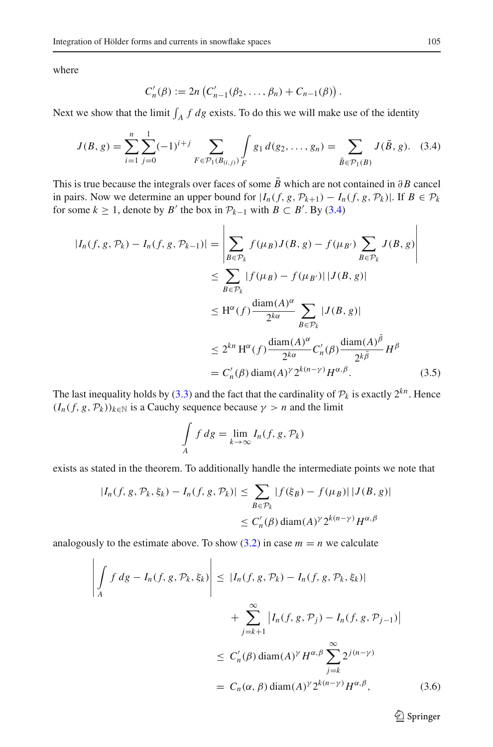where

$$C_n'(\beta) := 2n\left(C_{n-1}'(\beta_2,\ldots,\beta_n) + C_{n-1}(\beta)\right).$$

Next we show that the limit $\int_A f\,dg$ exists. To do this we will make use of the identity

$$J(B,g) = \sum_{i=1}^{n}\sum_{j=0}^{1}(-1)^{i+j}\sum_{F\in\mathcal{P}_1(B_{(i,j)})}\int_F g_1\,d(g_2,\ldots,g_n) = \sum_{\tilde{B}\in\mathcal{P}_1(B)} J(\tilde{B},g). \quad (3.4)$$

This is true because the integrals over faces of some $\tilde{B}$ which are not contained in $\partial B$ cancel in pairs. Now we determine an upper bound for $|I_n(f,g,\mathcal{P}_{k+1}) - I_n(f,g,\mathcal{P}_k)|$. If $B\in\mathcal{P}_k$ for some $k\geq 1$, denote by $B'$ the box in $\mathcal{P}_{k-1}$ with $B\subset B'$. By (3.4)

$$\begin{aligned}
|I_n(f,g,\mathcal{P}_k) - I_n(f,g,\mathcal{P}_{k-1})| &= \left|\sum_{B\in\mathcal{P}_k} f(\mu_B)J(B,g) - f(\mu_{B'})\sum_{B\in\mathcal{P}_k} J(B,g)\right| \\
&\leq \sum_{B\in\mathcal{P}_k} |f(\mu_B) - f(\mu_{B'})|\,|J(B,g)| \\
&\leq \mathrm{H}^\alpha(f)\frac{\operatorname{diam}(A)^\alpha}{2^{k\alpha}}\sum_{B\in\mathcal{P}_k}|J(B,g)| \\
&\leq 2^{kn}\,\mathrm{H}^\alpha(f)\frac{\operatorname{diam}(A)^\alpha}{2^{k\alpha}}C_n'(\beta)\frac{\operatorname{diam}(A)^{\bar{\beta}}}{2^{k\bar{\beta}}}H^\beta \\
&= C_n'(\beta)\operatorname{diam}(A)^\gamma 2^{k(n-\gamma)}H^{\alpha,\beta}. \qquad (3.5)
\end{aligned}$$

The last inequality holds by (3.3) and the fact that the cardinality of $\mathcal{P}_k$ is exactly $2^{kn}$. Hence $(I_n(f,g,\mathcal{P}_k))_{k\in\mathbb{N}}$ is a Cauchy sequence because $\gamma > n$ and the limit

$$\int_A f\,dg = \lim_{k\to\infty} I_n(f,g,\mathcal{P}_k)$$

exists as stated in the theorem. To additionally handle the intermediate points we note that

$$\begin{aligned}
|I_n(f,g,\mathcal{P}_k,\xi_k) - I_n(f,g,\mathcal{P}_k)| &\leq \sum_{B\in\mathcal{P}_k}|f(\xi_B) - f(\mu_B)|\,|J(B,g)| \\
&\leq C_n'(\beta)\operatorname{diam}(A)^\gamma 2^{k(n-\gamma)}H^{\alpha,\beta}
\end{aligned}$$

analogously to the estimate above. To show (3.2) in case $m=n$ we calculate

$$\begin{aligned}
\left|\int_A f\,dg - I_n(f,g,\mathcal{P}_k,\xi_k)\right| &\leq |I_n(f,g,\mathcal{P}_k) - I_n(f,g,\mathcal{P}_k,\xi_k)| \\
&\quad + \sum_{j=k+1}^{\infty}\left|I_n(f,g,\mathcal{P}_j) - I_n(f,g,\mathcal{P}_{j-1})\right| \\
&\leq C_n'(\beta)\operatorname{diam}(A)^\gamma H^{\alpha,\beta}\sum_{j=k}^{\infty}2^{j(n-\gamma)} \\
&= C_n(\alpha,\beta)\operatorname{diam}(A)^\gamma 2^{k(n-\gamma)}H^{\alpha,\beta}, \qquad (3.6)
\end{aligned}$$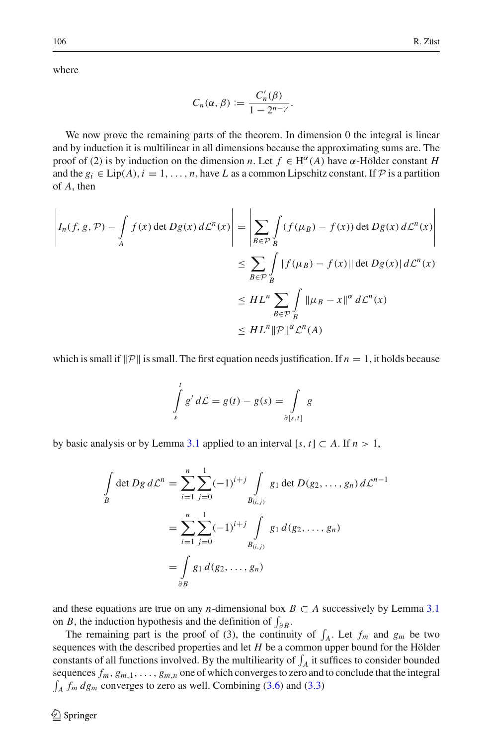where

$$C_n(\alpha, \beta) := \frac{C_n'(\beta)}{1 - 2^{n-\gamma}}.$$

We now prove the remaining parts of the theorem. In dimension 0 the integral is linear and by induction it is multilinear in all dimensions because the approximating sums are. The proof of (2) is by induction on the dimension $n$. Let $f \in \mathrm{H}^\alpha(A)$ have $\alpha$-Hölder constant $H$ and the $g_i \in \mathrm{Lip}(A)$, $i = 1, \ldots, n$, have $L$ as a common Lipschitz constant. If $\mathcal{P}$ is a partition of $A$, then

$$\begin{aligned}
\left| I_n(f, g, \mathcal{P}) - \int_A f(x) \det Dg(x)\, d\mathcal{L}^n(x) \right| &= \left| \sum_{B \in \mathcal{P}} \int_B (f(\mu_B) - f(x)) \det Dg(x)\, d\mathcal{L}^n(x) \right| \\
&\leq \sum_{B \in \mathcal{P}} \int_B |f(\mu_B) - f(x)| |\det Dg(x)|\, d\mathcal{L}^n(x) \\
&\leq H L^n \sum_{B \in \mathcal{P}} \int_B \|\mu_B - x\|^\alpha\, d\mathcal{L}^n(x) \\
&\leq H L^n \|\mathcal{P}\|^\alpha \mathcal{L}^n(A)
\end{aligned}$$

which is small if $\|\mathcal{P}\|$ is small. The first equation needs justification. If $n = 1$, it holds because

$$\int_s^t g'\, d\mathcal{L} = g(t) - g(s) = \int_{\partial[s,t]} g$$

by basic analysis or by Lemma 3.1 applied to an interval $[s, t] \subset A$. If $n > 1$,

$$\begin{aligned}
\int_B \det Dg\, d\mathcal{L}^n &= \sum_{i=1}^n \sum_{j=0}^1 (-1)^{i+j} \int_{B_{(i,j)}} g_1 \det D(g_2, \ldots, g_n)\, d\mathcal{L}^{n-1} \\
&= \sum_{i=1}^n \sum_{j=0}^1 (-1)^{i+j} \int_{B_{(i,j)}} g_1\, d(g_2, \ldots, g_n) \\
&= \int_{\partial B} g_1\, d(g_2, \ldots, g_n)
\end{aligned}$$

and these equations are true on any $n$-dimensional box $B \subset A$ successively by Lemma 3.1 on $B$, the induction hypothesis and the definition of $\int_{\partial B}$.

The remaining part is the proof of (3), the continuity of $\int_A$. Let $f_m$ and $g_m$ be two sequences with the described properties and let $H$ be a common upper bound for the Hölder constants of all functions involved. By the multiliearity of $\int_A$ it suffices to consider bounded sequences $f_m, g_{m,1}, \ldots, g_{m,n}$ one of which converges to zero and to conclude that the integral $\int_A f_m\, dg_m$ converges to zero as well. Combining (3.6) and (3.3)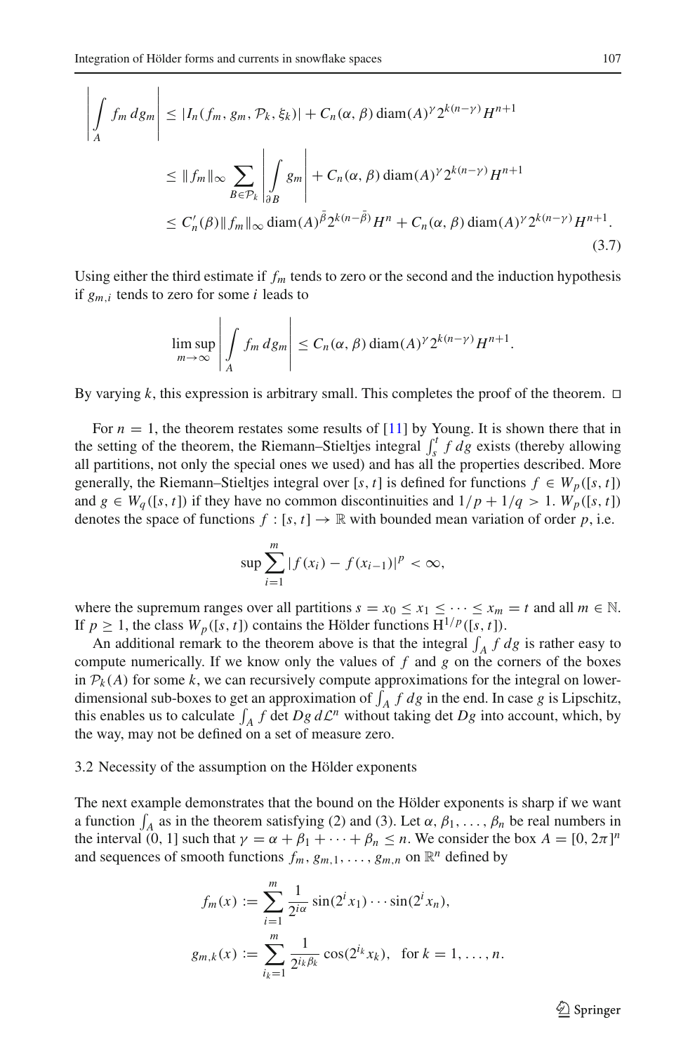$$
\begin{aligned}
\left| \int_A f_m \, dg_m \right| &\leq |I_n(f_m, g_m, \mathcal{P}_k, \xi_k)| + C_n(\alpha, \beta) \operatorname{diam}(A)^\gamma 2^{k(n-\gamma)} H^{n+1} \\
&\leq \|f_m\|_\infty \sum_{B \in \mathcal{P}_k} \left| \int_{\partial B} g_m \right| + C_n(\alpha, \beta) \operatorname{diam}(A)^\gamma 2^{k(n-\gamma)} H^{n+1} \\
&\leq C_n'(\beta) \|f_m\|_\infty \operatorname{diam}(A)^{\bar{\beta}} 2^{k(n-\bar{\beta})} H^n + C_n(\alpha, \beta) \operatorname{diam}(A)^\gamma 2^{k(n-\gamma)} H^{n+1}.
\end{aligned}
\tag{3.7}
$$

Using either the third estimate if $f_m$ tends to zero or the second and the induction hypothesis if $g_{m,i}$ tends to zero for some $i$ leads to

$$
\limsup_{m \to \infty} \left| \int_A f_m \, dg_m \right| \leq C_n(\alpha, \beta) \operatorname{diam}(A)^\gamma 2^{k(n-\gamma)} H^{n+1}.
$$

By varying $k$, this expression is arbitrary small. This completes the proof of the theorem. □

For $n = 1$, the theorem restates some results of [11] by Young. It is shown there that in the setting of the theorem, the Riemann–Stieltjes integral $\int_s^t f \, dg$ exists (thereby allowing all partitions, not only the special ones we used) and has all the properties described. More generally, the Riemann–Stieltjes integral over $[s, t]$ is defined for functions $f \in W_p([s, t])$ and $g \in W_q([s, t])$ if they have no common discontinuities and $1/p + 1/q > 1$. $W_p([s, t])$ denotes the space of functions $f : [s, t] \to \mathbb{R}$ with bounded mean variation of order $p$, i.e.

$$
\sup \sum_{i=1}^{m} |f(x_i) - f(x_{i-1})|^p < \infty,
$$

where the supremum ranges over all partitions $s = x_0 \leq x_1 \leq \cdots \leq x_m = t$ and all $m \in \mathbb{N}$. If $p \geq 1$, the class $W_p([s, t])$ contains the Hölder functions $\mathrm{H}^{1/p}([s, t])$.

An additional remark to the theorem above is that the integral $\int_A f \, dg$ is rather easy to compute numerically. If we know only the values of $f$ and $g$ on the corners of the boxes in $\mathcal{P}_k(A)$ for some $k$, we can recursively compute approximations for the integral on lower-dimensional sub-boxes to get an approximation of $\int_A f \, dg$ in the end. In case $g$ is Lipschitz, this enables us to calculate $\int_A f \det Dg \, d\mathcal{L}^n$ without taking $\det Dg$ into account, which, by the way, may not be defined on a set of measure zero.

### 3.2 Necessity of the assumption on the Hölder exponents

The next example demonstrates that the bound on the Hölder exponents is sharp if we want a function $\int_A$ as in the theorem satisfying (2) and (3). Let $\alpha, \beta_1, \ldots, \beta_n$ be real numbers in the interval $(0, 1]$ such that $\gamma = \alpha + \beta_1 + \cdots + \beta_n \leq n$. We consider the box $A = [0, 2\pi]^n$ and sequences of smooth functions $f_m, g_{m,1}, \ldots, g_{m,n}$ on $\mathbb{R}^n$ defined by

$$
\begin{aligned}
f_m(x) &:= \sum_{i=1}^{m} \frac{1}{2^{i\alpha}} \sin(2^i x_1) \cdots \sin(2^i x_n), \\
g_{m,k}(x) &:= \sum_{i_k=1}^{m} \frac{1}{2^{i_k \beta_k}} \cos(2^{i_k} x_k), \quad \text{for } k = 1, \ldots, n.
\end{aligned}
$$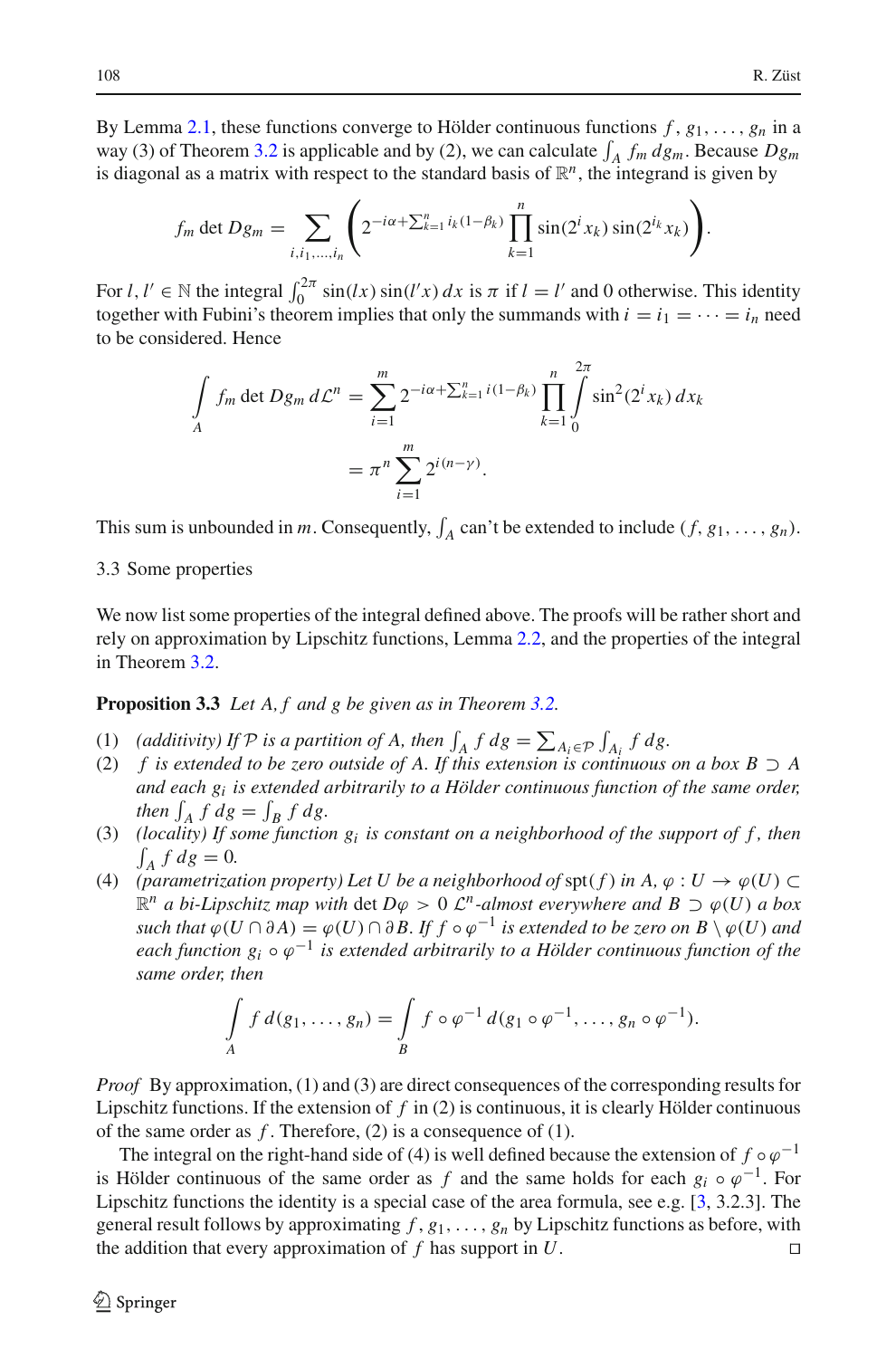By Lemma 2.1, these functions converge to Hölder continuous functions $f, g_1, \ldots, g_n$ in a way (3) of Theorem 3.2 is applicable and by (2), we can calculate $\int_A f_m \, dg_m$. Because $Dg_m$ is diagonal as a matrix with respect to the standard basis of $\mathbb{R}^n$, the integrand is given by

$$f_m \det Dg_m = \sum_{i, i_1, \ldots, i_n} \left( 2^{-i\alpha + \sum_{k=1}^n i_k(1-\beta_k)} \prod_{k=1}^n \sin(2^i x_k) \sin(2^{i_k} x_k) \right).$$

For $l, l' \in \mathbb{N}$ the integral $\int_0^{2\pi} \sin(lx) \sin(l'x) \, dx$ is $\pi$ if $l = l'$ and 0 otherwise. This identity together with Fubini's theorem implies that only the summands with $i = i_1 = \cdots = i_n$ need to be considered. Hence

$$\begin{aligned} \int_A f_m \det Dg_m \, d\mathcal{L}^n &= \sum_{i=1}^m 2^{-i\alpha + \sum_{k=1}^n i(1-\beta_k)} \prod_{k=1}^n \int_0^{2\pi} \sin^2(2^i x_k) \, dx_k \\ &= \pi^n \sum_{i=1}^m 2^{i(n-\gamma)}. \end{aligned}$$

This sum is unbounded in $m$. Consequently, $\int_A$ can't be extended to include $(f, g_1, \ldots, g_n)$.

### 3.3 Some properties

We now list some properties of the integral defined above. The proofs will be rather short and rely on approximation by Lipschitz functions, Lemma 2.2, and the properties of the integral in Theorem 3.2.

**Proposition 3.3** *Let $A, f$ and $g$ be given as in Theorem 3.2.*

1. *(additivity) If $\mathcal{P}$ is a partition of $A$, then $\int_A f \, dg = \sum_{A_i \in \mathcal{P}} \int_{A_i} f \, dg$.*
2. *$f$ is extended to be zero outside of $A$. If this extension is continuous on a box $B \supset A$ and each $g_i$ is extended arbitrarily to a Hölder continuous function of the same order, then $\int_A f \, dg = \int_B f \, dg$.*
3. *(locality) If some function $g_i$ is constant on a neighborhood of the support of $f$, then $\int_A f \, dg = 0$.*
4. *(parametrization property) Let $U$ be a neighborhood of $\operatorname{spt}(f)$ in $A$, $\varphi : U \to \varphi(U) \subset \mathbb{R}^n$ a bi-Lipschitz map with $\det D\varphi > 0$ $\mathcal{L}^n$-almost everywhere and $B \supset \varphi(U)$ a box such that $\varphi(U \cap \partial A) = \varphi(U) \cap \partial B$. If $f \circ \varphi^{-1}$ is extended to be zero on $B \setminus \varphi(U)$ and each function $g_i \circ \varphi^{-1}$ is extended arbitrarily to a Hölder continuous function of the same order, then*

$$\int_A f \, d(g_1, \ldots, g_n) = \int_B f \circ \varphi^{-1} \, d(g_1 \circ \varphi^{-1}, \ldots, g_n \circ \varphi^{-1}).$$

*Proof* By approximation, (1) and (3) are direct consequences of the corresponding results for Lipschitz functions. If the extension of $f$ in (2) is continuous, it is clearly Hölder continuous of the same order as $f$. Therefore, (2) is a consequence of (1).

The integral on the right-hand side of (4) is well defined because the extension of $f \circ \varphi^{-1}$ is Hölder continuous of the same order as $f$ and the same holds for each $g_i \circ \varphi^{-1}$. For Lipschitz functions the identity is a special case of the area formula, see e.g. [3, 3.2.3]. The general result follows by approximating $f, g_1, \ldots, g_n$ by Lipschitz functions as before, with the addition that every approximation of $f$ has support in $U$. □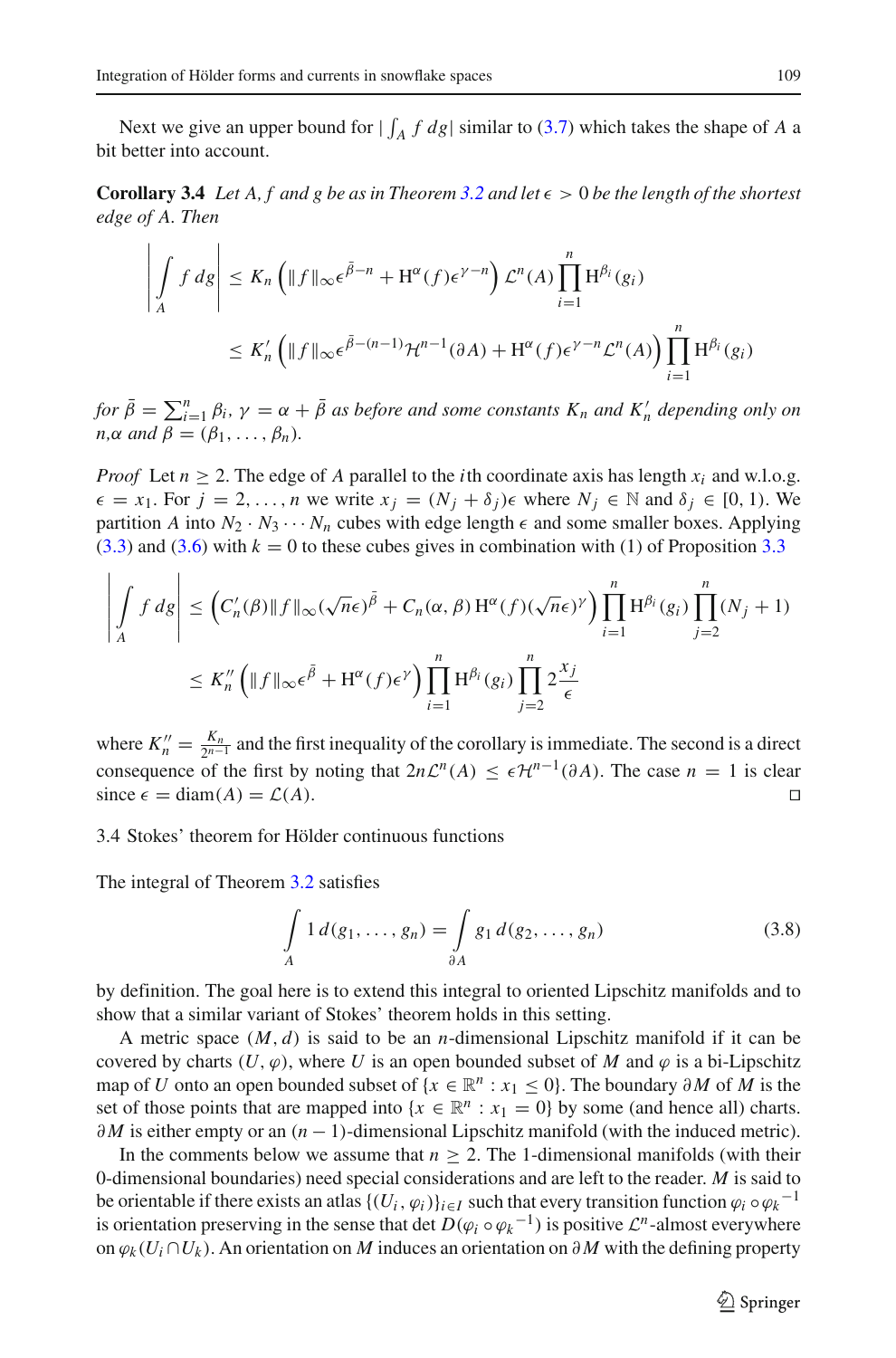Next we give an upper bound for $|\int_A f\, dg|$ similar to (3.7) which takes the shape of $A$ a bit better into account.

**Corollary 3.4** *Let $A$, $f$ and $g$ be as in Theorem 3.2 and let $\epsilon > 0$ be the length of the shortest edge of $A$. Then*

$$\left| \int\limits_A f\, dg \right| \leq K_n \left( \|f\|_\infty \epsilon^{\bar{\beta}-n} + \mathrm{H}^\alpha(f) \epsilon^{\gamma - n} \right) \mathcal{L}^n(A) \prod_{i=1}^n \mathrm{H}^{\beta_i}(g_i)$$

$$\leq K'_n \left( \|f\|_\infty \epsilon^{\bar{\beta}-(n-1)} \mathcal{H}^{n-1}(\partial A) + \mathrm{H}^\alpha(f) \epsilon^{\gamma - n} \mathcal{L}^n(A) \right) \prod_{i=1}^n \mathrm{H}^{\beta_i}(g_i)$$

*for $\bar{\beta} = \sum_{i=1}^n \beta_i$, $\gamma = \alpha + \bar{\beta}$ as before and some constants $K_n$ and $K'_n$ depending only on $n$, $\alpha$ and $\beta = (\beta_1, \ldots, \beta_n)$.*

*Proof* Let $n \geq 2$. The edge of $A$ parallel to the $i$th coordinate axis has length $x_i$ and w.l.o.g. $\epsilon = x_1$. For $j = 2, \ldots, n$ we write $x_j = (N_j + \delta_j)\epsilon$ where $N_j \in \mathbb{N}$ and $\delta_j \in [0, 1)$. We partition $A$ into $N_2 \cdot N_3 \cdots N_n$ cubes with edge length $\epsilon$ and some smaller boxes. Applying (3.3) and (3.6) with $k = 0$ to these cubes gives in combination with (1) of Proposition 3.3

$$\left| \int\limits_A f\, dg \right| \leq \left( C'_n(\beta) \|f\|_\infty (\sqrt{n}\epsilon)^{\bar{\beta}} + C_n(\alpha, \beta)\, \mathrm{H}^\alpha(f) (\sqrt{n}\epsilon)^\gamma \right) \prod_{i=1}^n \mathrm{H}^{\beta_i}(g_i) \prod_{j=2}^n (N_j + 1)$$

$$\leq K''_n \left( \|f\|_\infty \epsilon^{\bar{\beta}} + \mathrm{H}^\alpha(f) \epsilon^\gamma \right) \prod_{i=1}^n \mathrm{H}^{\beta_i}(g_i) \prod_{j=2}^n 2 \frac{x_j}{\epsilon}$$

where $K''_n = \frac{K_n}{2^{n-1}}$ and the first inequality of the corollary is immediate. The second is a direct consequence of the first by noting that $2n\mathcal{L}^n(A) \leq \epsilon \mathcal{H}^{n-1}(\partial A)$. The case $n = 1$ is clear since $\epsilon = \mathrm{diam}(A) = \mathcal{L}(A)$. $\square$

### 3.4 Stokes' theorem for Hölder continuous functions

The integral of Theorem 3.2 satisfies

$$\int\limits_A 1\, d(g_1, \ldots, g_n) = \int\limits_{\partial A} g_1\, d(g_2, \ldots, g_n) \tag{3.8}$$

by definition. The goal here is to extend this integral to oriented Lipschitz manifolds and to show that a similar variant of Stokes' theorem holds in this setting.

A metric space $(M, d)$ is said to be an $n$-dimensional Lipschitz manifold if it can be covered by charts $(U, \varphi)$, where $U$ is an open bounded subset of $M$ and $\varphi$ is a bi-Lipschitz map of $U$ onto an open bounded subset of $\{x \in \mathbb{R}^n : x_1 \leq 0\}$. The boundary $\partial M$ of $M$ is the set of those points that are mapped into $\{x \in \mathbb{R}^n : x_1 = 0\}$ by some (and hence all) charts. $\partial M$ is either empty or an $(n-1)$-dimensional Lipschitz manifold (with the induced metric).

In the comments below we assume that $n \geq 2$. The 1-dimensional manifolds (with their 0-dimensional boundaries) need special considerations and are left to the reader. $M$ is said to be orientable if there exists an atlas $\{(U_i, \varphi_i)\}_{i \in I}$ such that every transition function $\varphi_i \circ {\varphi_k}^{-1}$ is orientation preserving in the sense that $\det D(\varphi_i \circ {\varphi_k}^{-1})$ is positive $\mathcal{L}^n$-almost everywhere on $\varphi_k(U_i \cap U_k)$. An orientation on $M$ induces an orientation on $\partial M$ with the defining property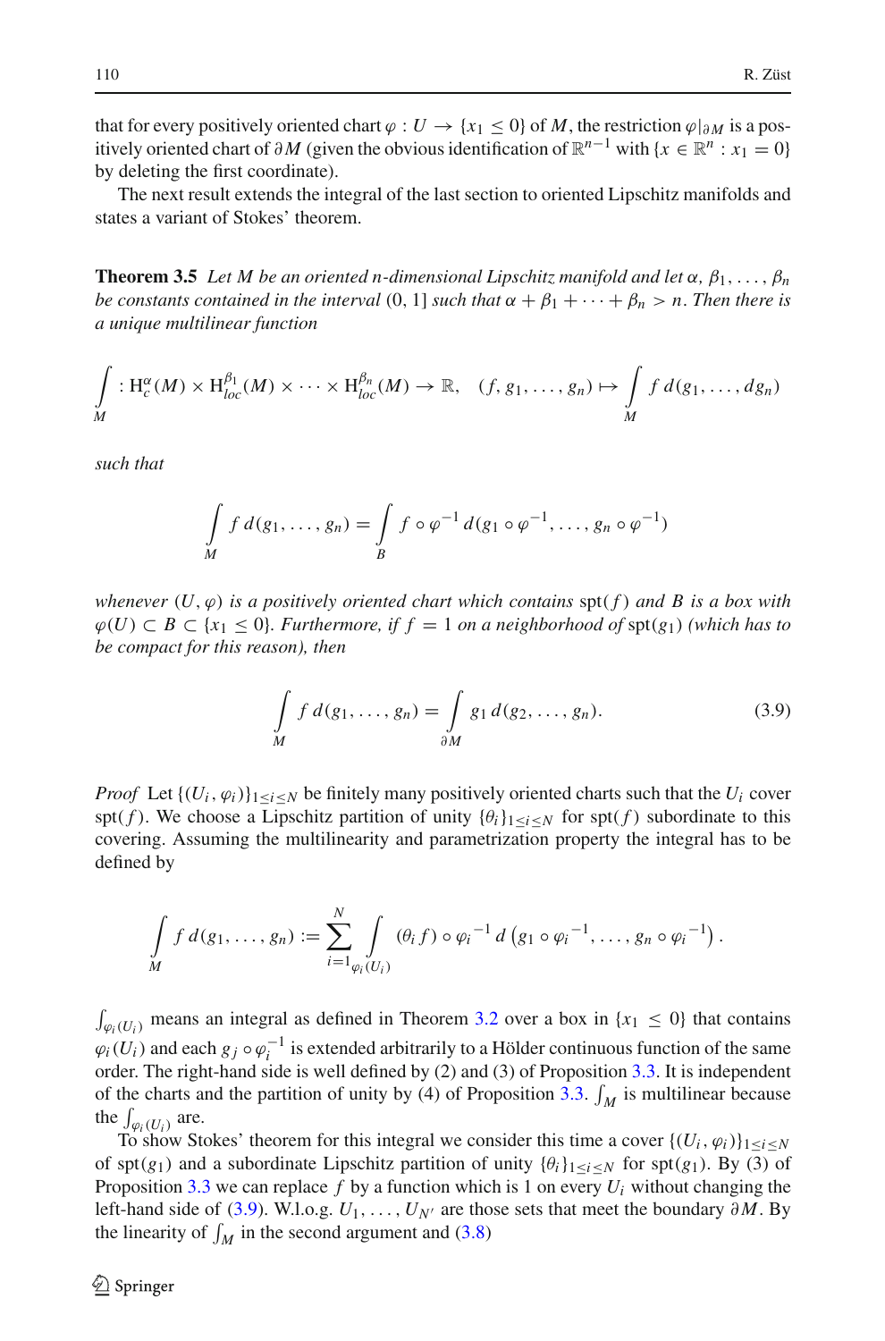that for every positively oriented chart $\varphi : U \to \{x_1 \leq 0\}$ of $M$, the restriction $\varphi|_{\partial M}$ is a positively oriented chart of $\partial M$ (given the obvious identification of $\mathbb{R}^{n-1}$ with $\{x \in \mathbb{R}^n : x_1 = 0\}$ by deleting the first coordinate).

The next result extends the integral of the last section to oriented Lipschitz manifolds and states a variant of Stokes' theorem.

**Theorem 3.5** *Let $M$ be an oriented $n$-dimensional Lipschitz manifold and let $\alpha, \beta_1, \ldots, \beta_n$ be constants contained in the interval $(0, 1]$ such that $\alpha + \beta_1 + \cdots + \beta_n > n$. Then there is a unique multilinear function*

$$\int_M : \mathrm{H}^{\alpha}_c(M) \times \mathrm{H}^{\beta_1}_{loc}(M) \times \cdots \times \mathrm{H}^{\beta_n}_{loc}(M) \to \mathbb{R}, \quad (f, g_1, \ldots, g_n) \mapsto \int_M f \, d(g_1, \ldots, dg_n)$$

*such that*

$$\int_M f \, d(g_1, \ldots, g_n) = \int_B f \circ \varphi^{-1} \, d(g_1 \circ \varphi^{-1}, \ldots, g_n \circ \varphi^{-1})$$

*whenever $(U, \varphi)$ is a positively oriented chart which contains $\operatorname{spt}(f)$ and $B$ is a box with $\varphi(U) \subset B \subset \{x_1 \leq 0\}$. Furthermore, if $f = 1$ on a neighborhood of $\operatorname{spt}(g_1)$ (which has to be compact for this reason), then*

$$\int_M f \, d(g_1, \ldots, g_n) = \int_{\partial M} g_1 \, d(g_2, \ldots, g_n). \tag{3.9}$$

*Proof* Let $\{(U_i, \varphi_i)\}_{1 \leq i \leq N}$ be finitely many positively oriented charts such that the $U_i$ cover $\operatorname{spt}(f)$. We choose a Lipschitz partition of unity $\{\theta_i\}_{1 \leq i \leq N}$ for $\operatorname{spt}(f)$ subordinate to this covering. Assuming the multilinearity and parametrization property the integral has to be defined by

$$\int_M f \, d(g_1, \ldots, g_n) := \sum_{i=1}^{N} \int_{\varphi_i(U_i)} (\theta_i f) \circ \varphi_i{}^{-1} \, d\left(g_1 \circ \varphi_i{}^{-1}, \ldots, g_n \circ \varphi_i{}^{-1}\right).$$

$\int_{\varphi_i(U_i)}$ means an integral as defined in Theorem 3.2 over a box in $\{x_1 \leq 0\}$ that contains $\varphi_i(U_i)$ and each $g_j \circ \varphi_i^{-1}$ is extended arbitrarily to a Hölder continuous function of the same order. The right-hand side is well defined by (2) and (3) of Proposition 3.3. It is independent of the charts and the partition of unity by (4) of Proposition 3.3. $\int_M$ is multilinear because the $\int_{\varphi_i(U_i)}$ are.

To show Stokes' theorem for this integral we consider this time a cover $\{(U_i, \varphi_i)\}_{1 \leq i \leq N}$ of $\operatorname{spt}(g_1)$ and a subordinate Lipschitz partition of unity $\{\theta_i\}_{1 \leq i \leq N}$ for $\operatorname{spt}(g_1)$. By (3) of Proposition 3.3 we can replace $f$ by a function which is 1 on every $U_i$ without changing the left-hand side of (3.9). W.l.o.g. $U_1, \ldots, U_{N'}$ are those sets that meet the boundary $\partial M$. By the linearity of $\int_M$ in the second argument and (3.8)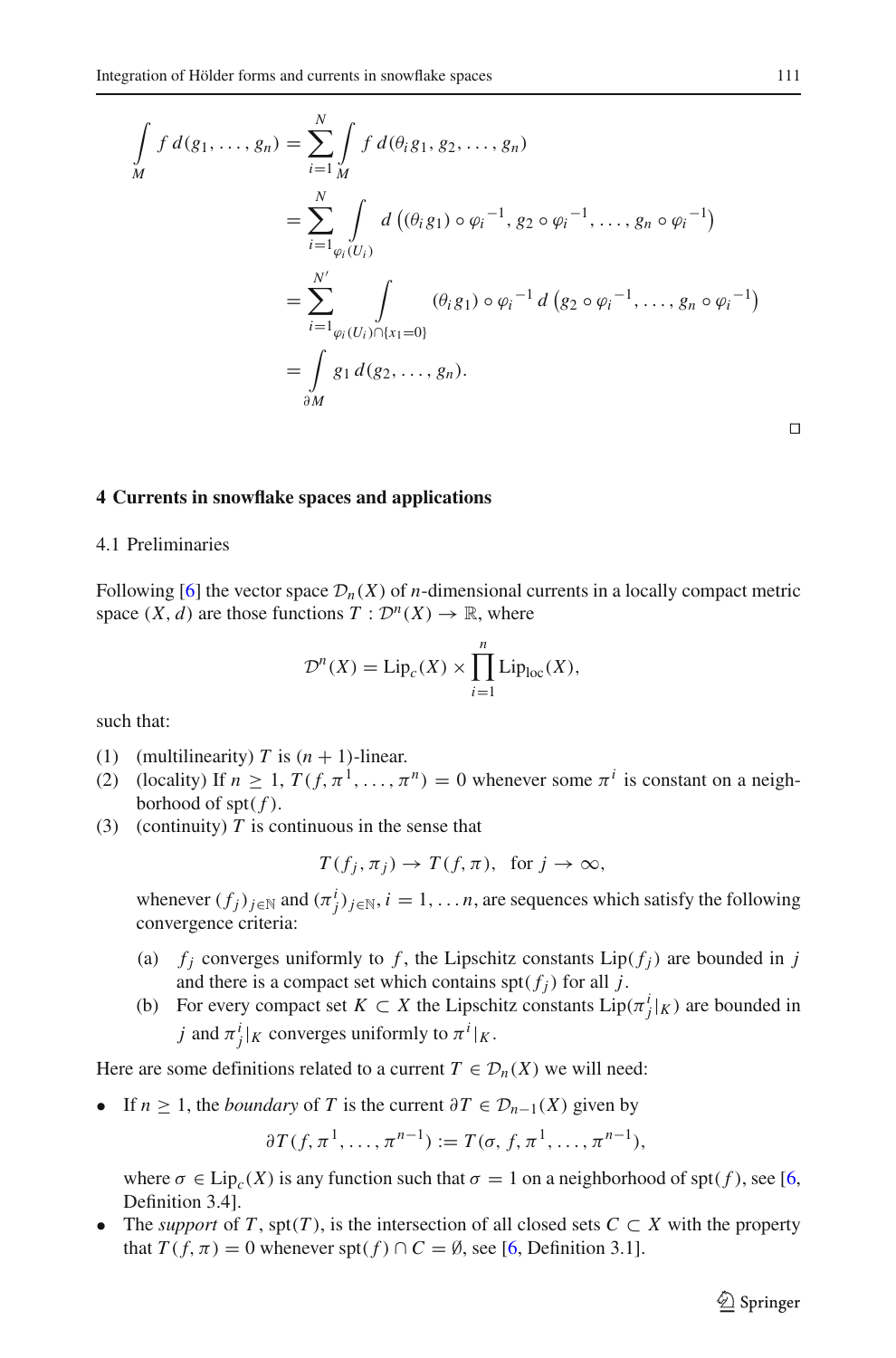$$
\begin{aligned}
\int_M f\, d(g_1, \ldots, g_n) &= \sum_{i=1}^{N} \int_M f\, d(\theta_i g_1, g_2, \ldots, g_n) \\
&= \sum_{i=1}^{N} \int_{\varphi_i(U_i)} d\left((\theta_i g_1) \circ \varphi_i{}^{-1}, g_2 \circ \varphi_i{}^{-1}, \ldots, g_n \circ \varphi_i{}^{-1}\right) \\
&= \sum_{i=1}^{N'} \int_{\varphi_i(U_i) \cap \{x_1 = 0\}} (\theta_i g_1) \circ \varphi_i{}^{-1}\, d\left(g_2 \circ \varphi_i{}^{-1}, \ldots, g_n \circ \varphi_i{}^{-1}\right) \\
&= \int_{\partial M} g_1\, d(g_2, \ldots, g_n).
\end{aligned}
$$

□

## 4 Currents in snowflake spaces and applications

### 4.1 Preliminaries

Following [6] the vector space $\mathcal{D}_n(X)$ of $n$-dimensional currents in a locally compact metric space $(X, d)$ are those functions $T : \mathcal{D}^n(X) \to \mathbb{R}$, where

$$
\mathcal{D}^n(X) = \mathrm{Lip}_c(X) \times \prod_{i=1}^{n} \mathrm{Lip}_{\mathrm{loc}}(X),
$$

such that:

(1) (multilinearity) $T$ is $(n+1)$-linear.

(2) (locality) If $n \geq 1$, $T(f, \pi^1, \ldots, \pi^n) = 0$ whenever some $\pi^i$ is constant on a neighborhood of $\mathrm{spt}(f)$.

(3) (continuity) $T$ is continuous in the sense that

$$
T(f_j, \pi_j) \to T(f, \pi), \quad \text{for } j \to \infty,
$$

whenever $(f_j)_{j\in\mathbb{N}}$ and $(\pi_j^i)_{j\in\mathbb{N}}$, $i = 1, \ldots n$, are sequences which satisfy the following convergence criteria:

  (a) $f_j$ converges uniformly to $f$, the Lipschitz constants $\mathrm{Lip}(f_j)$ are bounded in $j$ and there is a compact set which contains $\mathrm{spt}(f_j)$ for all $j$.

  (b) For every compact set $K \subset X$ the Lipschitz constants $\mathrm{Lip}(\pi_j^i|_K)$ are bounded in $j$ and $\pi_j^i|_K$ converges uniformly to $\pi^i|_K$.

Here are some definitions related to a current $T \in \mathcal{D}_n(X)$ we will need:

- If $n \geq 1$, the *boundary* of $T$ is the current $\partial T \in \mathcal{D}_{n-1}(X)$ given by

$$
\partial T(f, \pi^1, \ldots, \pi^{n-1}) := T(\sigma, f, \pi^1, \ldots, \pi^{n-1}),
$$

  where $\sigma \in \mathrm{Lip}_c(X)$ is any function such that $\sigma = 1$ on a neighborhood of $\mathrm{spt}(f)$, see [6, Definition 3.4].

- The *support* of $T$, $\mathrm{spt}(T)$, is the intersection of all closed sets $C \subset X$ with the property that $T(f, \pi) = 0$ whenever $\mathrm{spt}(f) \cap C = \emptyset$, see [6, Definition 3.1].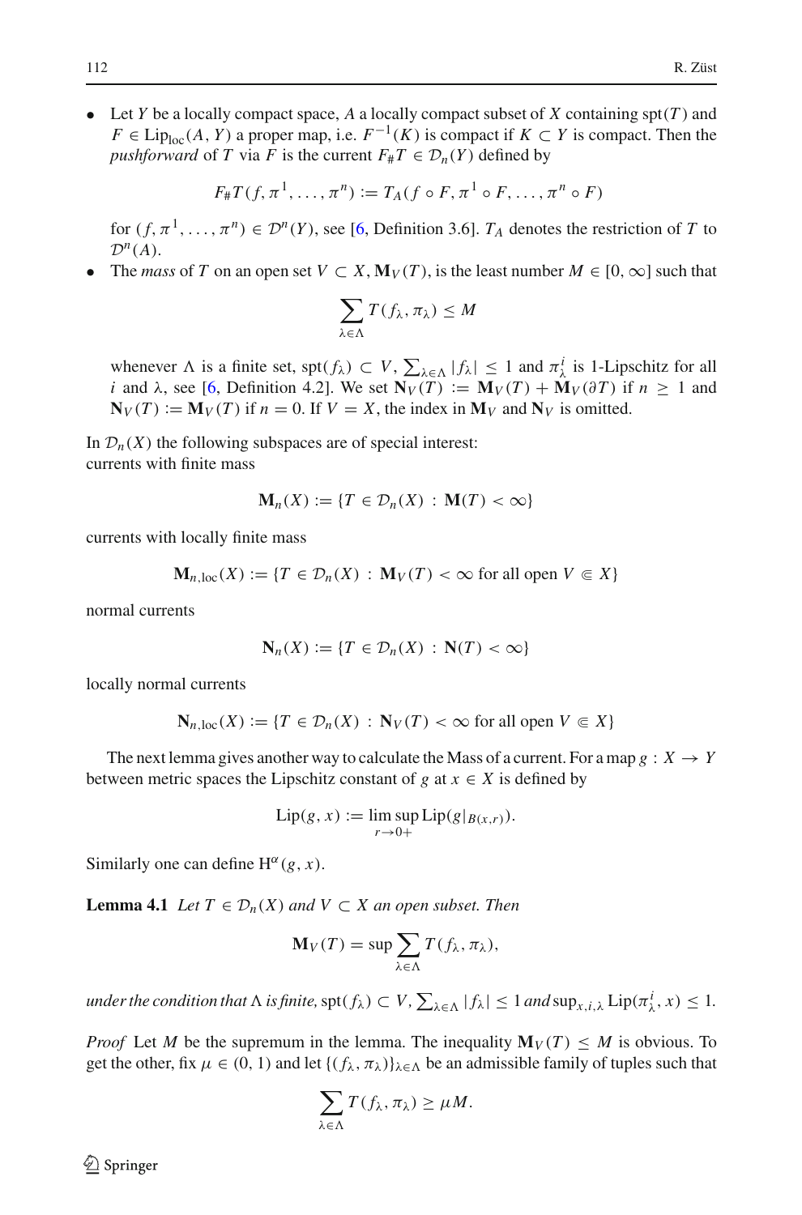- Let $Y$ be a locally compact space, $A$ a locally compact subset of $X$ containing $\operatorname{spt}(T)$ and $F \in \operatorname{Lip}_{\mathrm{loc}}(A, Y)$ a proper map, i.e. $F^{-1}(K)$ is compact if $K \subset Y$ is compact. Then the *pushforward* of $T$ via $F$ is the current $F_\# T \in \mathcal{D}_n(Y)$ defined by

$$F_\# T(f, \pi^1, \ldots, \pi^n) := T_A(f \circ F, \pi^1 \circ F, \ldots, \pi^n \circ F)$$

  for $(f, \pi^1, \ldots, \pi^n) \in \mathcal{D}^n(Y)$, see [6, Definition 3.6]. $T_A$ denotes the restriction of $T$ to $\mathcal{D}^n(A)$.
- The *mass* of $T$ on an open set $V \subset X$, $\mathbf{M}_V(T)$, is the least number $M \in [0, \infty]$ such that

$$\sum_{\lambda \in \Lambda} T(f_\lambda, \pi_\lambda) \leq M$$

  whenever $\Lambda$ is a finite set, $\operatorname{spt}(f_\lambda) \subset V$, $\sum_{\lambda \in \Lambda} |f_\lambda| \leq 1$ and $\pi_\lambda^i$ is 1-Lipschitz for all $i$ and $\lambda$, see [6, Definition 4.2]. We set $\mathbf{N}_V(T) := \mathbf{M}_V(T) + \mathbf{M}_V(\partial T)$ if $n \geq 1$ and $\mathbf{N}_V(T) := \mathbf{M}_V(T)$ if $n = 0$. If $V = X$, the index in $\mathbf{M}_V$ and $\mathbf{N}_V$ is omitted.

In $\mathcal{D}_n(X)$ the following subspaces are of special interest:
currents with finite mass

$$\mathbf{M}_n(X) := \{T \in \mathcal{D}_n(X) \, : \, \mathbf{M}(T) < \infty\}$$

currents with locally finite mass

$$\mathbf{M}_{n,\mathrm{loc}}(X) := \{T \in \mathcal{D}_n(X) \, : \, \mathbf{M}_V(T) < \infty \text{ for all open } V \Subset X\}$$

normal currents

$$\mathbf{N}_n(X) := \{T \in \mathcal{D}_n(X) \, : \, \mathbf{N}(T) < \infty\}$$

locally normal currents

$$\mathbf{N}_{n,\mathrm{loc}}(X) := \{T \in \mathcal{D}_n(X) \, : \, \mathbf{N}_V(T) < \infty \text{ for all open } V \Subset X\}$$

The next lemma gives another way to calculate the Mass of a current. For a map $g : X \to Y$ between metric spaces the Lipschitz constant of $g$ at $x \in X$ is defined by

$$\operatorname{Lip}(g, x) := \limsup_{r \to 0+} \operatorname{Lip}(g|_{B(x,r)}).$$

Similarly one can define $\mathrm{H}^\alpha(g, x)$.

**Lemma 4.1** *Let $T \in \mathcal{D}_n(X)$ and $V \subset X$ an open subset. Then*

$$\mathbf{M}_V(T) = \sup \sum_{\lambda \in \Lambda} T(f_\lambda, \pi_\lambda),$$

*under the condition that $\Lambda$ is finite, $\operatorname{spt}(f_\lambda) \subset V$, $\sum_{\lambda \in \Lambda} |f_\lambda| \leq 1$ and $\sup_{x,i,\lambda} \operatorname{Lip}(\pi_\lambda^i, x) \leq 1$.*

*Proof* Let $M$ be the supremum in the lemma. The inequality $\mathbf{M}_V(T) \leq M$ is obvious. To get the other, fix $\mu \in (0, 1)$ and let $\{(f_\lambda, \pi_\lambda)\}_{\lambda \in \Lambda}$ be an admissible family of tuples such that

$$\sum_{\lambda \in \Lambda} T(f_\lambda, \pi_\lambda) \geq \mu M.$$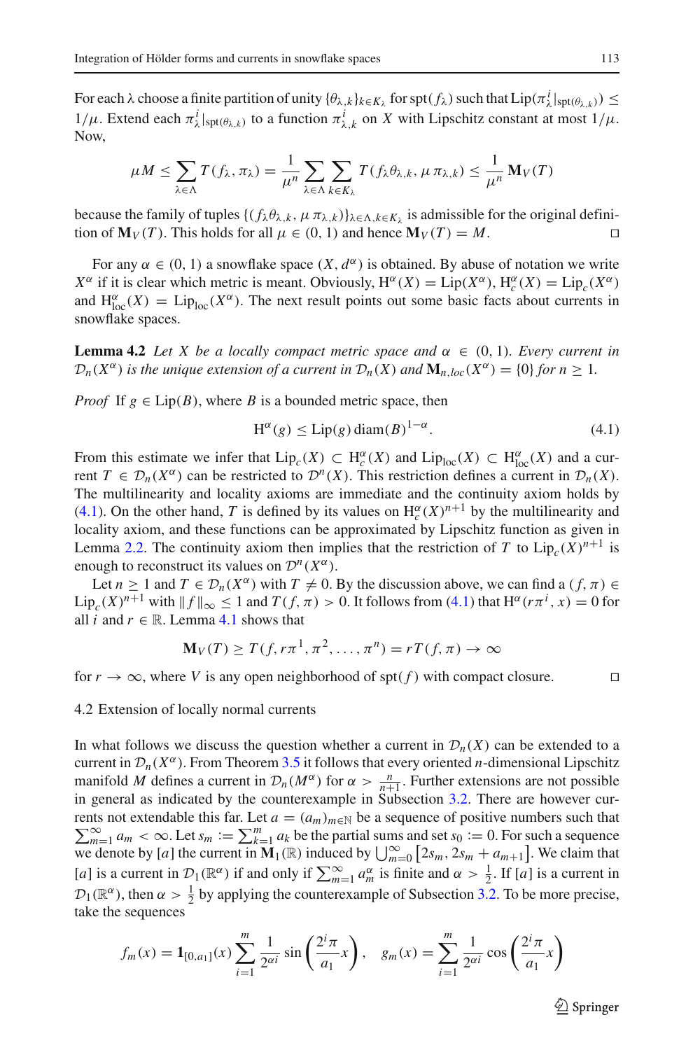For each $\lambda$ choose a finite partition of unity $\{\theta_{\lambda,k}\}_{k\in K_\lambda}$ for $\operatorname{spt}(f_\lambda)$ such that $\operatorname{Lip}(\pi^i_\lambda|_{\operatorname{spt}(\theta_{\lambda,k})}) \leq 1/\mu$. Extend each $\pi^i_\lambda|_{\operatorname{spt}(\theta_{\lambda,k})}$ to a function $\pi^i_{\lambda,k}$ on $X$ with Lipschitz constant at most $1/\mu$. Now,

$$\mu M \leq \sum_{\lambda\in\Lambda} T(f_\lambda,\pi_\lambda) = \frac{1}{\mu^n}\sum_{\lambda\in\Lambda}\sum_{k\in K_\lambda} T(f_\lambda\theta_{\lambda,k},\mu\,\pi_{\lambda,k}) \leq \frac{1}{\mu^n}\mathbf{M}_V(T)$$

because the family of tuples $\{(f_\lambda\theta_{\lambda,k},\mu\,\pi_{\lambda,k})\}_{\lambda\in\Lambda,k\in K_\lambda}$ is admissible for the original definition of $\mathbf{M}_V(T)$. This holds for all $\mu\in(0,1)$ and hence $\mathbf{M}_V(T)=M$. $\square$

For any $\alpha\in(0,1)$ a snowflake space $(X,d^\alpha)$ is obtained. By abuse of notation we write $X^\alpha$ if it is clear which metric is meant. Obviously, $\mathrm{H}^\alpha(X)=\operatorname{Lip}(X^\alpha)$, $\mathrm{H}^\alpha_c(X)=\operatorname{Lip}_c(X^\alpha)$ and $\mathrm{H}^\alpha_{\mathrm{loc}}(X)=\operatorname{Lip}_{\mathrm{loc}}(X^\alpha)$. The next result points out some basic facts about currents in snowflake spaces.

**Lemma 4.2** *Let $X$ be a locally compact metric space and $\alpha\in(0,1)$. Every current in $\mathcal{D}_n(X^\alpha)$ is the unique extension of a current in $\mathcal{D}_n(X)$ and $\mathbf{M}_{n,loc}(X^\alpha)=\{0\}$ for $n\geq 1$.*

*Proof* If $g\in\operatorname{Lip}(B)$, where $B$ is a bounded metric space, then

$$\mathrm{H}^\alpha(g)\leq \operatorname{Lip}(g)\operatorname{diam}(B)^{1-\alpha}. \tag{4.1}$$

From this estimate we infer that $\operatorname{Lip}_c(X)\subset\mathrm{H}^\alpha_c(X)$ and $\operatorname{Lip}_{\mathrm{loc}}(X)\subset\mathrm{H}^\alpha_{\mathrm{loc}}(X)$ and a current $T\in\mathcal{D}_n(X^\alpha)$ can be restricted to $\mathcal{D}^n(X)$. This restriction defines a current in $\mathcal{D}_n(X)$. The multilinearity and locality axioms are immediate and the continuity axiom holds by (4.1). On the other hand, $T$ is defined by its values on $\mathrm{H}^\alpha_c(X)^{n+1}$ by the multilinearity and locality axiom, and these functions can be approximated by Lipschitz function as given in Lemma 2.2. The continuity axiom then implies that the restriction of $T$ to $\operatorname{Lip}_c(X)^{n+1}$ is enough to reconstruct its values on $\mathcal{D}^n(X^\alpha)$.

Let $n\geq 1$ and $T\in\mathcal{D}_n(X^\alpha)$ with $T\neq 0$. By the discussion above, we can find a $(f,\pi)\in\operatorname{Lip}_c(X)^{n+1}$ with $\|f\|_\infty\leq 1$ and $T(f,\pi)>0$. It follows from (4.1) that $\mathrm{H}^\alpha(r\pi^i,x)=0$ for all $i$ and $r\in\mathbb{R}$. Lemma 4.1 shows that

$$\mathbf{M}_V(T)\geq T(f,r\pi^1,\pi^2,\ldots,\pi^n)=rT(f,\pi)\to\infty$$

for $r\to\infty$, where $V$ is any open neighborhood of $\operatorname{spt}(f)$ with compact closure. $\square$

## 4.2 Extension of locally normal currents

In what follows we discuss the question whether a current in $\mathcal{D}_n(X)$ can be extended to a current in $\mathcal{D}_n(X^\alpha)$. From Theorem 3.5 it follows that every oriented $n$-dimensional Lipschitz manifold $M$ defines a current in $\mathcal{D}_n(M^\alpha)$ for $\alpha>\frac{n}{n+1}$. Further extensions are not possible in general as indicated by the counterexample in Subsection 3.2. There are however currents not extendable this far. Let $a=(a_m)_{m\in\mathbb{N}}$ be a sequence of positive numbers such that $\sum_{m=1}^\infty a_m<\infty$. Let $s_m:=\sum_{k=1}^m a_k$ be the partial sums and set $s_0:=0$. For such a sequence we denote by $[a]$ the current in $\mathbf{M}_1(\mathbb{R})$ induced by $\bigcup_{m=0}^\infty\left[2s_m,2s_m+a_{m+1}\right]$. We claim that $[a]$ is a current in $\mathcal{D}_1(\mathbb{R}^\alpha)$ if and only if $\sum_{m=1}^\infty a_m^\alpha$ is finite and $\alpha>\frac{1}{2}$. If $[a]$ is a current in $\mathcal{D}_1(\mathbb{R}^\alpha)$, then $\alpha>\frac{1}{2}$ by applying the counterexample of Subsection 3.2. To be more precise, take the sequences

$$f_m(x)=\mathbf{1}_{[0,a_1]}(x)\sum_{i=1}^m\frac{1}{2^{\alpha i}}\sin\left(\frac{2^i\pi}{a_1}x\right),\quad g_m(x)=\sum_{i=1}^m\frac{1}{2^{\alpha i}}\cos\left(\frac{2^i\pi}{a_1}x\right)$$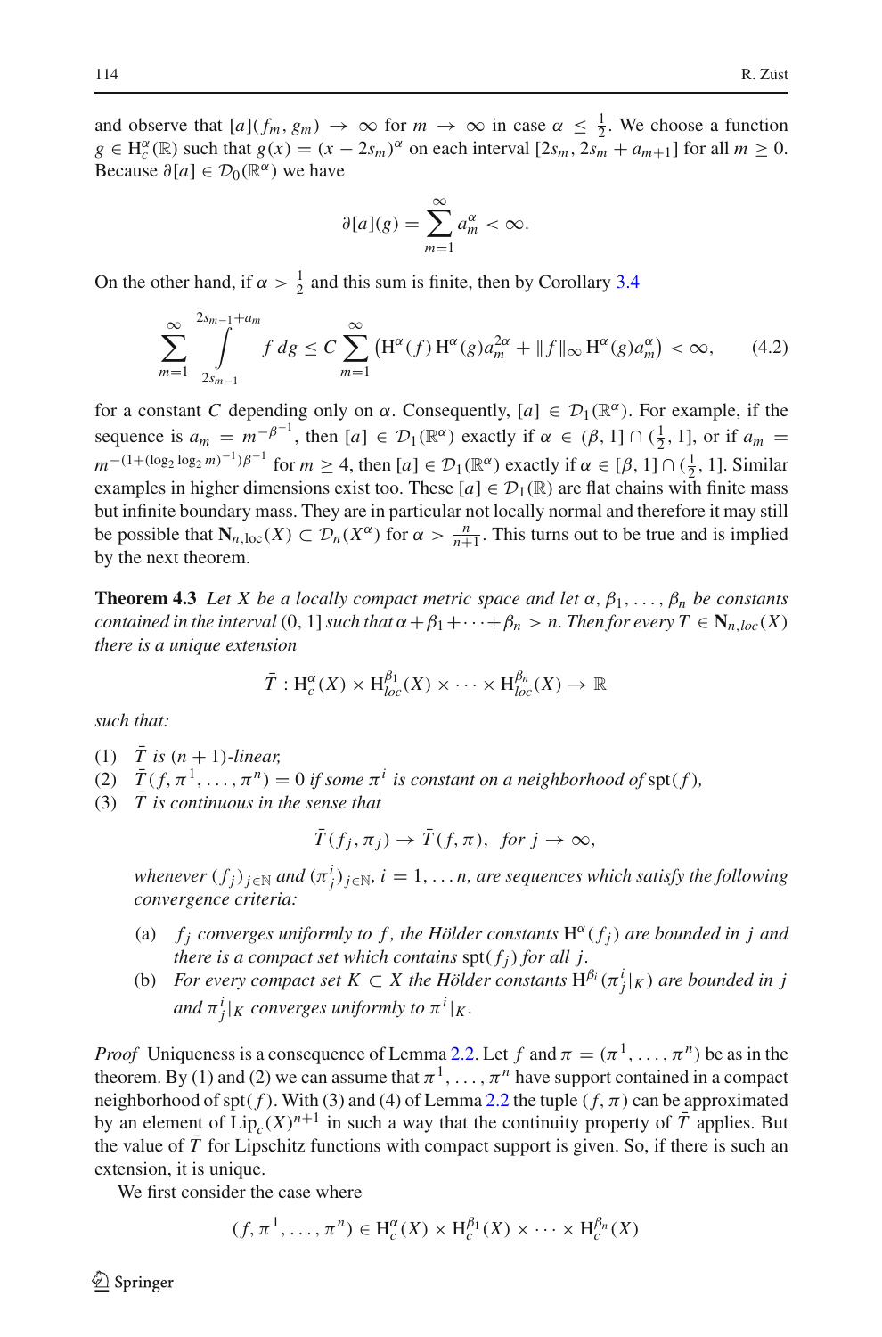and observe that $[a](f_m, g_m) \to \infty$ for $m \to \infty$ in case $\alpha \leq \frac{1}{2}$. We choose a function $g \in \mathrm{H}^\alpha_c(\mathbb{R})$ such that $g(x) = (x - 2s_m)^\alpha$ on each interval $[2s_m, 2s_m + a_{m+1}]$ for all $m \geq 0$. Because $\partial[a] \in \mathcal{D}_0(\mathbb{R}^\alpha)$ we have

$$\partial[a](g) = \sum_{m=1}^{\infty} a_m^\alpha < \infty.$$

On the other hand, if $\alpha > \frac{1}{2}$ and this sum is finite, then by Corollary 3.4

$$\sum_{m=1}^{\infty} \int_{2s_{m-1}}^{2s_{m-1}+a_m} f\, dg \leq C \sum_{m=1}^{\infty} \left( \mathrm{H}^\alpha(f)\, \mathrm{H}^\alpha(g) a_m^{2\alpha} + \|f\|_\infty \mathrm{H}^\alpha(g) a_m^\alpha \right) < \infty, \tag{4.2}$$

for a constant $C$ depending only on $\alpha$. Consequently, $[a] \in \mathcal{D}_1(\mathbb{R}^\alpha)$. For example, if the sequence is $a_m = m^{-\beta^{-1}}$, then $[a] \in \mathcal{D}_1(\mathbb{R}^\alpha)$ exactly if $\alpha \in (\beta, 1] \cap (\frac{1}{2}, 1]$, or if $a_m = m^{-(1+(\log_2 \log_2 m)^{-1})\beta^{-1}}$ for $m \geq 4$, then $[a] \in \mathcal{D}_1(\mathbb{R}^\alpha)$ exactly if $\alpha \in [\beta, 1] \cap (\frac{1}{2}, 1]$. Similar examples in higher dimensions exist too. These $[a] \in \mathcal{D}_1(\mathbb{R})$ are flat chains with finite mass but infinite boundary mass. They are in particular not locally normal and therefore it may still be possible that $\mathbf{N}_{n,\mathrm{loc}}(X) \subset \mathcal{D}_n(X^\alpha)$ for $\alpha > \frac{n}{n+1}$. This turns out to be true and is implied by the next theorem.

**Theorem 4.3** *Let $X$ be a locally compact metric space and let $\alpha, \beta_1, \ldots, \beta_n$ be constants contained in the interval $(0, 1]$ such that $\alpha + \beta_1 + \cdots + \beta_n > n$. Then for every $T \in \mathbf{N}_{n,loc}(X)$ there is a unique extension*

$$\bar{T} : \mathrm{H}^\alpha_c(X) \times \mathrm{H}^{\beta_1}_{loc}(X) \times \cdots \times \mathrm{H}^{\beta_n}_{loc}(X) \to \mathbb{R}$$

*such that:*

1. *$\bar{T}$ is $(n+1)$-linear,*
2. *$\bar{T}(f, \pi^1, \ldots, \pi^n) = 0$ if some $\pi^i$ is constant on a neighborhood of* $\mathrm{spt}(f)$,
3. *$\bar{T}$ is continuous in the sense that*

$$\bar{T}(f_j, \pi_j) \to \bar{T}(f, \pi), \quad \textit{for } j \to \infty,$$

*whenever $(f_j)_{j\in\mathbb{N}}$ and $(\pi^i_j)_{j\in\mathbb{N}}$, $i = 1, \ldots n$, are sequences which satisfy the following convergence criteria:*

   (a) *$f_j$ converges uniformly to $f$, the Hölder constants $\mathrm{H}^\alpha(f_j)$ are bounded in $j$ and there is a compact set which contains $\mathrm{spt}(f_j)$ for all $j$.*

   (b) *For every compact set $K \subset X$ the Hölder constants $\mathrm{H}^{\beta_i}(\pi^i_j|_K)$ are bounded in $j$ and $\pi^i_j|_K$ converges uniformly to $\pi^i|_K$.*

*Proof* Uniqueness is a consequence of Lemma 2.2. Let $f$ and $\pi = (\pi^1, \ldots, \pi^n)$ be as in the theorem. By (1) and (2) we can assume that $\pi^1, \ldots, \pi^n$ have support contained in a compact neighborhood of $\mathrm{spt}(f)$. With (3) and (4) of Lemma 2.2 the tuple $(f, \pi)$ can be approximated by an element of $\mathrm{Lip}_c(X)^{n+1}$ in such a way that the continuity property of $\bar{T}$ applies. But the value of $\bar{T}$ for Lipschitz functions with compact support is given. So, if there is such an extension, it is unique.

We first consider the case where

$$(f, \pi^1, \ldots, \pi^n) \in \mathrm{H}^\alpha_c(X) \times \mathrm{H}^{\beta_1}_c(X) \times \cdots \times \mathrm{H}^{\beta_n}_c(X)$$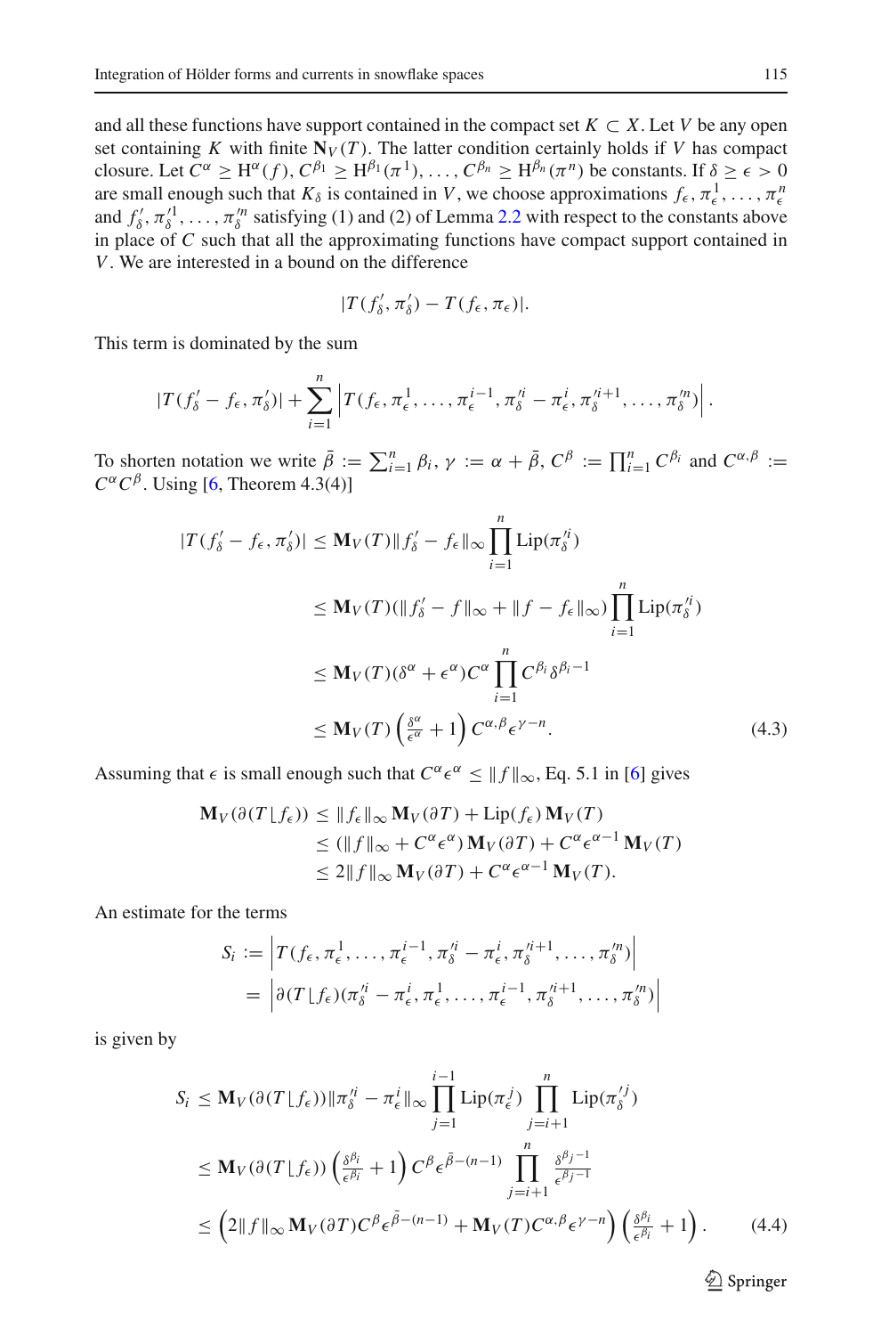and all these functions have support contained in the compact set $K \subset X$. Let $V$ be any open set containing $K$ with finite $\mathbf{N}_V(T)$. The latter condition certainly holds if $V$ has compact closure. Let $C^\alpha \geq \mathrm{H}^\alpha(f), C^{\beta_1} \geq \mathrm{H}^{\beta_1}(\pi^1), \ldots, C^{\beta_n} \geq \mathrm{H}^{\beta_n}(\pi^n)$ be constants. If $\delta \geq \epsilon > 0$ are small enough such that $K_\delta$ is contained in $V$, we choose approximations $f_\epsilon, \pi_\epsilon^1, \ldots, \pi_\epsilon^n$ and $f'_\delta, \pi'^1_\delta, \ldots, \pi'^n_\delta$ satisfying (1) and (2) of Lemma 2.2 with respect to the constants above in place of $C$ such that all the approximating functions have compact support contained in $V$. We are interested in a bound on the difference

$$|T(f'_\delta, \pi'_\delta) - T(f_\epsilon, \pi_\epsilon)|.$$

This term is dominated by the sum

$$|T(f'_\delta - f_\epsilon, \pi'_\delta)| + \sum_{i=1}^n \left| T(f_\epsilon, \pi_\epsilon^1, \ldots, \pi_\epsilon^{i-1}, \pi'^i_\delta - \pi^i_\epsilon, \pi'^{i+1}_\delta, \ldots, \pi'^n_\delta) \right|.$$

To shorten notation we write $\bar{\beta} := \sum_{i=1}^n \beta_i$, $\gamma := \alpha + \bar{\beta}$, $C^\beta := \prod_{i=1}^n C^{\beta_i}$ and $C^{\alpha,\beta} := C^\alpha C^\beta$. Using [6, Theorem 4.3(4)]

$$\begin{aligned}
|T(f'_\delta - f_\epsilon, \pi'_\delta)| &\leq \mathbf{M}_V(T) \|f'_\delta - f_\epsilon\|_\infty \prod_{i=1}^n \mathrm{Lip}(\pi'^i_\delta) \\
&\leq \mathbf{M}_V(T)(\|f'_\delta - f\|_\infty + \|f - f_\epsilon\|_\infty) \prod_{i=1}^n \mathrm{Lip}(\pi'^i_\delta) \\
&\leq \mathbf{M}_V(T)(\delta^\alpha + \epsilon^\alpha) C^\alpha \prod_{i=1}^n C^{\beta_i} \delta^{\beta_i - 1} \\
&\leq \mathbf{M}_V(T) \left( \tfrac{\delta^\alpha}{\epsilon^\alpha} + 1 \right) C^{\alpha,\beta} \epsilon^{\gamma - n}.
\end{aligned} \tag{4.3}$$

Assuming that $\epsilon$ is small enough such that $C^\alpha \epsilon^\alpha \leq \|f\|_\infty$, Eq. 5.1 in [6] gives

$$\begin{aligned}
\mathbf{M}_V(\partial(T \lfloor f_\epsilon)) &\leq \|f_\epsilon\|_\infty \mathbf{M}_V(\partial T) + \mathrm{Lip}(f_\epsilon) \mathbf{M}_V(T) \\
&\leq (\|f\|_\infty + C^\alpha \epsilon^\alpha) \mathbf{M}_V(\partial T) + C^\alpha \epsilon^{\alpha - 1} \mathbf{M}_V(T) \\
&\leq 2\|f\|_\infty \mathbf{M}_V(\partial T) + C^\alpha \epsilon^{\alpha - 1} \mathbf{M}_V(T).
\end{aligned}$$

An estimate for the terms

$$\begin{aligned}
S_i &:= \left| T(f_\epsilon, \pi_\epsilon^1, \ldots, \pi_\epsilon^{i-1}, \pi'^i_\delta - \pi^i_\epsilon, \pi'^{i+1}_\delta, \ldots, \pi'^n_\delta) \right| \\
&= \left| \partial(T \lfloor f_\epsilon)(\pi'^i_\delta - \pi^i_\epsilon, \pi^1_\epsilon, \ldots, \pi^{i-1}_\epsilon, \pi'^{i+1}_\delta, \ldots, \pi'^n_\delta) \right|
\end{aligned}$$

is given by

$$\begin{aligned}
S_i &\leq \mathbf{M}_V(\partial(T \lfloor f_\epsilon)) \|\pi'^i_\delta - \pi^i_\epsilon\|_\infty \prod_{j=1}^{i-1} \mathrm{Lip}(\pi^j_\epsilon) \prod_{j=i+1}^n \mathrm{Lip}(\pi'^j_\delta) \\
&\leq \mathbf{M}_V(\partial(T \lfloor f_\epsilon)) \left( \tfrac{\delta^{\beta_i}}{\epsilon^{\beta_i}} + 1 \right) C^\beta \epsilon^{\bar{\beta} - (n-1)} \prod_{j=i+1}^n \tfrac{\delta^{\beta_j - 1}}{\epsilon^{\beta_j - 1}} \\
&\leq \left( 2\|f\|_\infty \mathbf{M}_V(\partial T) C^\beta \epsilon^{\bar{\beta} - (n-1)} + \mathbf{M}_V(T) C^{\alpha,\beta} \epsilon^{\gamma - n} \right) \left( \tfrac{\delta^{\beta_i}}{\epsilon^{\beta_i}} + 1 \right).
\end{aligned} \tag{4.4}$$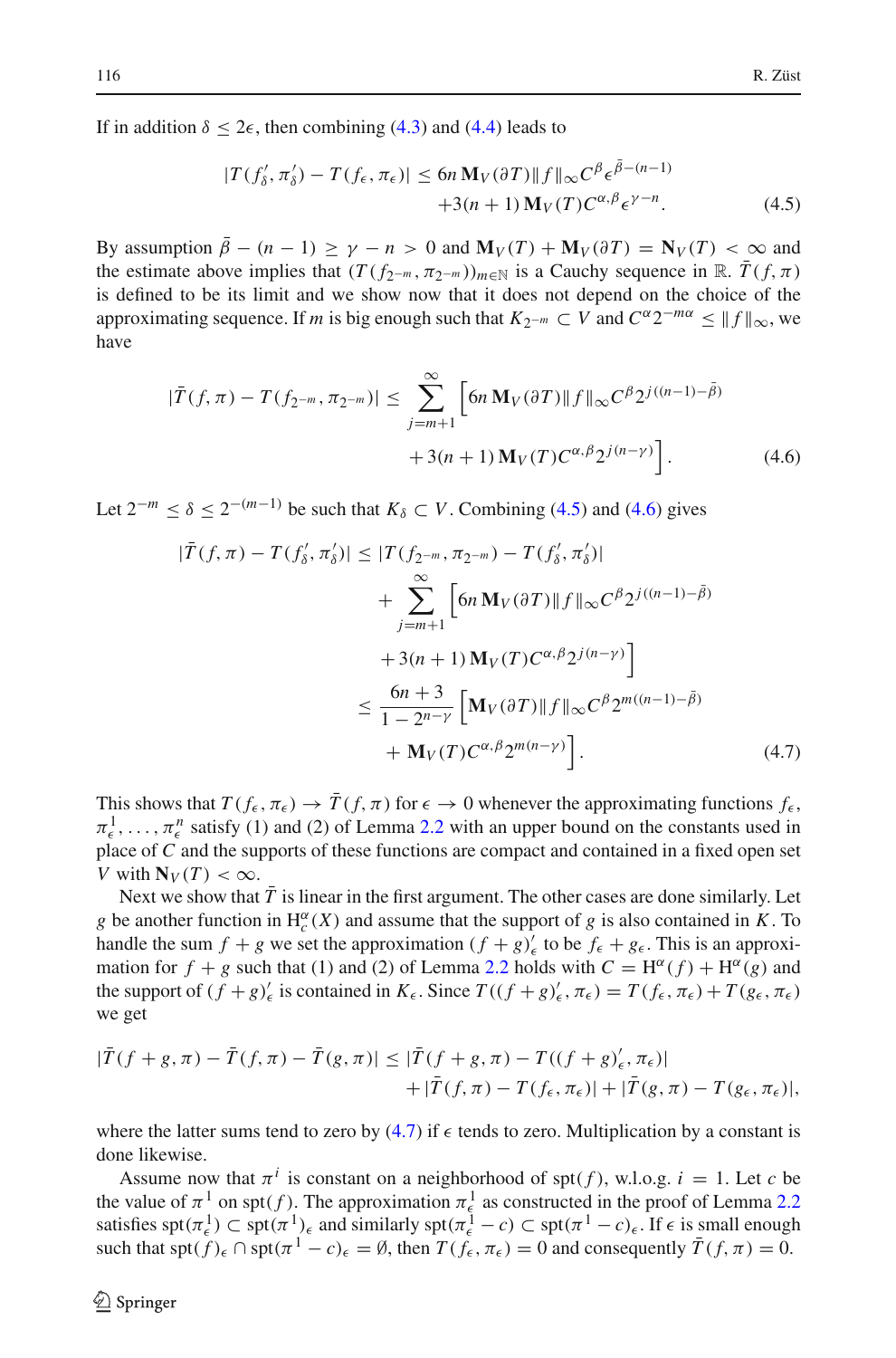If in addition $\delta \leq 2\epsilon$, then combining (4.3) and (4.4) leads to

$$|T(f'_\delta, \pi'_\delta) - T(f_\epsilon, \pi_\epsilon)| \leq 6n\,\mathbf{M}_V(\partial T)\|f\|_\infty C^\beta \epsilon^{\bar{\beta}-(n-1)} + 3(n+1)\,\mathbf{M}_V(T) C^{\alpha,\beta}\epsilon^{\gamma - n}. \tag{4.5}$$

By assumption $\bar{\beta} - (n-1) \geq \gamma - n > 0$ and $\mathbf{M}_V(T) + \mathbf{M}_V(\partial T) = \mathbf{N}_V(T) < \infty$ and the estimate above implies that $(T(f_{2^{-m}}, \pi_{2^{-m}}))_{m\in\mathbb{N}}$ is a Cauchy sequence in $\mathbb{R}$. $\bar{T}(f,\pi)$ is defined to be its limit and we show now that it does not depend on the choice of the approximating sequence. If $m$ is big enough such that $K_{2^{-m}} \subset V$ and $C^\alpha 2^{-m\alpha} \leq \|f\|_\infty$, we have

$$|\bar{T}(f,\pi) - T(f_{2^{-m}}, \pi_{2^{-m}})| \leq \sum_{j=m+1}^{\infty} \Big[ 6n\,\mathbf{M}_V(\partial T)\|f\|_\infty C^\beta 2^{j((n-1)-\bar{\beta})} + 3(n+1)\,\mathbf{M}_V(T) C^{\alpha,\beta} 2^{j(n-\gamma)} \Big]. \tag{4.6}$$

Let $2^{-m} \leq \delta \leq 2^{-(m-1)}$ be such that $K_\delta \subset V$. Combining (4.5) and (4.6) gives

$$\begin{aligned}
|\bar{T}(f,\pi) - T(f'_\delta, \pi'_\delta)| &\leq |T(f_{2^{-m}}, \pi_{2^{-m}}) - T(f'_\delta, \pi'_\delta)| \\
&\quad + \sum_{j=m+1}^{\infty} \Big[ 6n\,\mathbf{M}_V(\partial T)\|f\|_\infty C^\beta 2^{j((n-1)-\bar{\beta})} \\
&\quad + 3(n+1)\,\mathbf{M}_V(T) C^{\alpha,\beta} 2^{j(n-\gamma)} \Big] \\
&\leq \frac{6n+3}{1-2^{n-\gamma}} \Big[ \mathbf{M}_V(\partial T)\|f\|_\infty C^\beta 2^{m((n-1)-\bar{\beta})} \\
&\quad + \mathbf{M}_V(T) C^{\alpha,\beta} 2^{m(n-\gamma)} \Big].
\end{aligned} \tag{4.7}$$

This shows that $T(f_\epsilon, \pi_\epsilon) \to \bar{T}(f,\pi)$ for $\epsilon \to 0$ whenever the approximating functions $f_\epsilon$, $\pi^1_\epsilon, \ldots, \pi^n_\epsilon$ satisfy (1) and (2) of Lemma 2.2 with an upper bound on the constants used in place of $C$ and the supports of these functions are compact and contained in a fixed open set $V$ with $\mathbf{N}_V(T) < \infty$.

Next we show that $\bar{T}$ is linear in the first argument. The other cases are done similarly. Let $g$ be another function in $\mathrm{H}^\alpha_c(X)$ and assume that the support of $g$ is also contained in $K$. To handle the sum $f+g$ we set the approximation $(f+g)'_\epsilon$ to be $f_\epsilon + g_\epsilon$. This is an approximation for $f+g$ such that (1) and (2) of Lemma 2.2 holds with $C = \mathrm{H}^\alpha(f) + \mathrm{H}^\alpha(g)$ and the support of $(f+g)'_\epsilon$ is contained in $K_\epsilon$. Since $T((f+g)'_\epsilon, \pi_\epsilon) = T(f_\epsilon, \pi_\epsilon) + T(g_\epsilon, \pi_\epsilon)$ we get

$$\begin{aligned}
|\bar{T}(f+g,\pi) - \bar{T}(f,\pi) - \bar{T}(g,\pi)| &\leq |\bar{T}(f+g,\pi) - T((f+g)'_\epsilon, \pi_\epsilon)| \\
&\quad + |\bar{T}(f,\pi) - T(f_\epsilon,\pi_\epsilon)| + |\bar{T}(g,\pi) - T(g_\epsilon,\pi_\epsilon)|,
\end{aligned}$$

where the latter sums tend to zero by (4.7) if $\epsilon$ tends to zero. Multiplication by a constant is done likewise.

Assume now that $\pi^i$ is constant on a neighborhood of $\mathrm{spt}(f)$, w.l.o.g. $i = 1$. Let $c$ be the value of $\pi^1$ on $\mathrm{spt}(f)$. The approximation $\pi^1_\epsilon$ as constructed in the proof of Lemma 2.2 satisfies $\mathrm{spt}(\pi^1_\epsilon) \subset \mathrm{spt}(\pi^1)_\epsilon$ and similarly $\mathrm{spt}(\pi^1_\epsilon - c) \subset \mathrm{spt}(\pi^1 - c)_\epsilon$. If $\epsilon$ is small enough such that $\mathrm{spt}(f)_\epsilon \cap \mathrm{spt}(\pi^1 - c)_\epsilon = \emptyset$, then $T(f_\epsilon, \pi_\epsilon) = 0$ and consequently $\bar{T}(f,\pi) = 0$.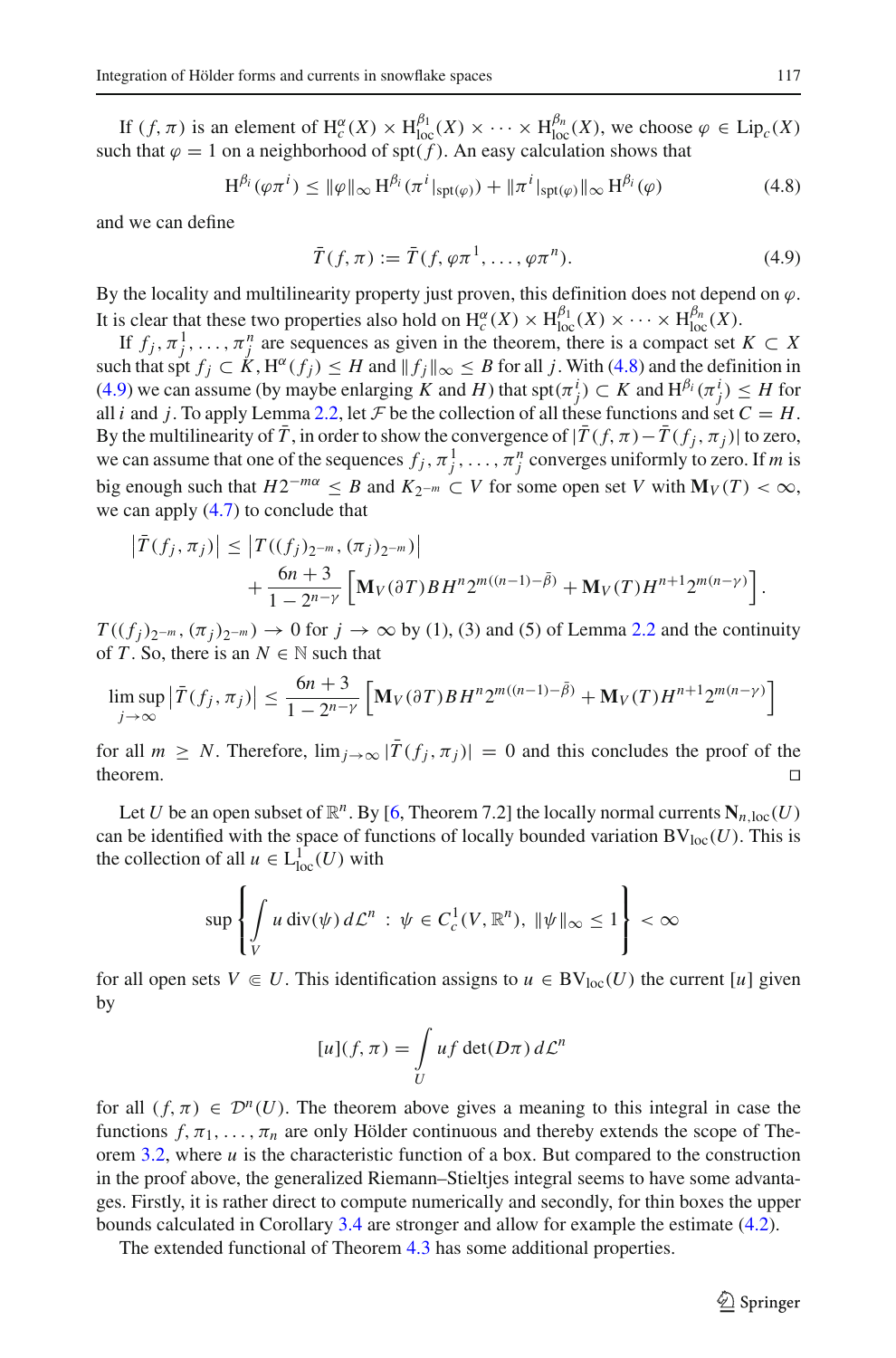If $(f, \pi)$ is an element of $\mathrm{H}^\alpha_c(X) \times \mathrm{H}^{\beta_1}_{\mathrm{loc}}(X) \times \cdots \times \mathrm{H}^{\beta_n}_{\mathrm{loc}}(X)$, we choose $\varphi \in \mathrm{Lip}_c(X)$ such that $\varphi = 1$ on a neighborhood of $\mathrm{spt}(f)$. An easy calculation shows that

$$\mathrm{H}^{\beta_i}(\varphi\pi^i) \leq \|\varphi\|_\infty \mathrm{H}^{\beta_i}(\pi^i|_{\mathrm{spt}(\varphi)}) + \|\pi^i|_{\mathrm{spt}(\varphi)}\|_\infty \mathrm{H}^{\beta_i}(\varphi) \tag{4.8}$$

and we can define

$$\bar{T}(f, \pi) := \bar{T}(f, \varphi\pi^1, \ldots, \varphi\pi^n). \tag{4.9}$$

By the locality and multilinearity property just proven, this definition does not depend on $\varphi$. It is clear that these two properties also hold on $\mathrm{H}^\alpha_c(X) \times \mathrm{H}^{\beta_1}_{\mathrm{loc}}(X) \times \cdots \times \mathrm{H}^{\beta_n}_{\mathrm{loc}}(X)$.

If $f_j, \pi^1_j, \ldots, \pi^n_j$ are sequences as given in the theorem, there is a compact set $K \subset X$ such that $\mathrm{spt}\, f_j \subset K$, $\mathrm{H}^\alpha(f_j) \leq H$ and $\|f_j\|_\infty \leq B$ for all $j$. With (4.8) and the definition in (4.9) we can assume (by maybe enlarging $K$ and $H$) that $\mathrm{spt}(\pi^i_j) \subset K$ and $\mathrm{H}^{\beta_i}(\pi^i_j) \leq H$ for all $i$ and $j$. To apply Lemma 2.2, let $\mathcal{F}$ be the collection of all these functions and set $C = H$. By the multilinearity of $\bar{T}$, in order to show the convergence of $|\bar{T}(f, \pi) - \bar{T}(f_j, \pi_j)|$ to zero, we can assume that one of the sequences $f_j, \pi^1_j, \ldots, \pi^n_j$ converges uniformly to zero. If $m$ is big enough such that $H 2^{-m\alpha} \leq B$ and $K_{2^{-m}} \subset V$ for some open set $V$ with $\mathbf{M}_V(T) < \infty$, we can apply (4.7) to conclude that

$$\begin{aligned}
\left|\bar{T}(f_j, \pi_j)\right| &\leq \left|T((f_j)_{2^{-m}}, (\pi_j)_{2^{-m}})\right| \\
&\quad + \frac{6n+3}{1-2^{n-\gamma}} \left[\mathbf{M}_V(\partial T) B H^n 2^{m((n-1)-\bar{\beta})} + \mathbf{M}_V(T) H^{n+1} 2^{m(n-\gamma)}\right].
\end{aligned}$$

$T((f_j)_{2^{-m}}, (\pi_j)_{2^{-m}}) \to 0$ for $j \to \infty$ by (1), (3) and (5) of Lemma 2.2 and the continuity of $T$. So, there is an $N \in \mathbb{N}$ such that

$$\limsup_{j\to\infty} \left|\bar{T}(f_j, \pi_j)\right| \leq \frac{6n+3}{1-2^{n-\gamma}} \left[\mathbf{M}_V(\partial T) B H^n 2^{m((n-1)-\bar{\beta})} + \mathbf{M}_V(T) H^{n+1} 2^{m(n-\gamma)}\right]$$

for all $m \geq N$. Therefore, $\lim_{j\to\infty} |\bar{T}(f_j, \pi_j)| = 0$ and this concludes the proof of the theorem. □

Let $U$ be an open subset of $\mathbb{R}^n$. By [6, Theorem 7.2] the locally normal currents $\mathbf{N}_{n,\mathrm{loc}}(U)$ can be identified with the space of functions of locally bounded variation $\mathrm{BV}_{\mathrm{loc}}(U)$. This is the collection of all $u \in \mathrm{L}^1_{\mathrm{loc}}(U)$ with

$$\sup\left\{\int_V u \,\mathrm{div}(\psi)\, d\mathcal{L}^n \,:\, \psi \in C^1_c(V, \mathbb{R}^n),\ \|\psi\|_\infty \leq 1\right\} < \infty$$

for all open sets $V \Subset U$. This identification assigns to $u \in \mathrm{BV}_{\mathrm{loc}}(U)$ the current $[u]$ given by

$$[u](f, \pi) = \int_U u f \det(D\pi)\, d\mathcal{L}^n$$

for all $(f, \pi) \in \mathcal{D}^n(U)$. The theorem above gives a meaning to this integral in case the functions $f, \pi_1, \ldots, \pi_n$ are only Hölder continuous and thereby extends the scope of Theorem 3.2, where $u$ is the characteristic function of a box. But compared to the construction in the proof above, the generalized Riemann–Stieltjes integral seems to have some advantages. Firstly, it is rather direct to compute numerically and secondly, for thin boxes the upper bounds calculated in Corollary 3.4 are stronger and allow for example the estimate (4.2).

The extended functional of Theorem 4.3 has some additional properties.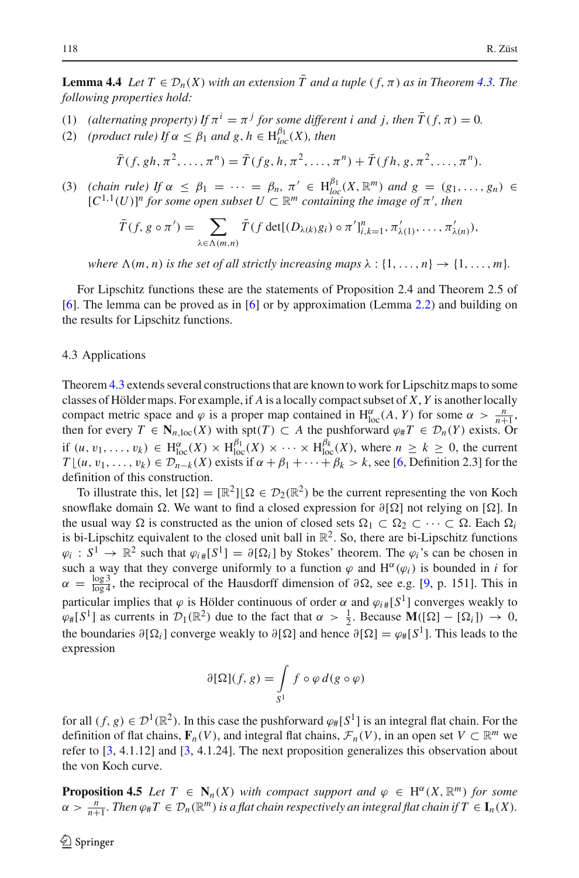**Lemma 4.4** *Let $T \in \mathcal{D}_n(X)$ with an extension $\bar{T}$ and a tuple $(f, \pi)$ as in Theorem 4.3. The following properties hold:*

(1) *(alternating property) If $\pi^i = \pi^j$ for some different $i$ and $j$, then $\bar{T}(f, \pi) = 0$.*

(2) *(product rule) If $\alpha \leq \beta_1$ and $g, h \in \mathrm{H}^{\beta_1}_{loc}(X)$, then*

$$\bar{T}(f, gh, \pi^2, \ldots, \pi^n) = \bar{T}(fg, h, \pi^2, \ldots, \pi^n) + \bar{T}(fh, g, \pi^2, \ldots, \pi^n).$$

(3) *(chain rule) If $\alpha \leq \beta_1 = \cdots = \beta_n$, $\pi' \in \mathrm{H}^{\beta_1}_{loc}(X, \mathbb{R}^m)$ and $g = (g_1, \ldots, g_n) \in [C^{1,1}(U)]^n$ for some open subset $U \subset \mathbb{R}^m$ containing the image of $\pi'$, then*

$$\bar{T}(f, g \circ \pi') = \sum_{\lambda \in \Lambda(m,n)} \bar{T}(f \det[(D_{\lambda(k)} g_i) \circ \pi']_{i,k=1}^n, \pi'_{\lambda(1)}, \ldots, \pi'_{\lambda(n)}),$$

*where $\Lambda(m, n)$ is the set of all strictly increasing maps $\lambda : \{1, \ldots, n\} \to \{1, \ldots, m\}$.*

For Lipschitz functions these are the statements of Proposition 2.4 and Theorem 2.5 of [6]. The lemma can be proved as in [6] or by approximation (Lemma 2.2) and building on the results for Lipschitz functions.

### 4.3 Applications

Theorem 4.3 extends several constructions that are known to work for Lipschitz maps to some classes of Hölder maps. For example, if $A$ is a locally compact subset of $X$, $Y$ is another locally compact metric space and $\varphi$ is a proper map contained in $\mathrm{H}^{\alpha}_{\mathrm{loc}}(A, Y)$ for some $\alpha > \frac{n}{n+1}$, then for every $T \in \mathbf{N}_{n,\mathrm{loc}}(X)$ with $\mathrm{spt}(T) \subset A$ the pushforward $\varphi_\# T \in \mathcal{D}_n(Y)$ exists. Or if $(u, v_1, \ldots, v_k) \in \mathrm{H}^{\alpha}_{\mathrm{loc}}(X) \times \mathrm{H}^{\beta_1}_{\mathrm{loc}}(X) \times \cdots \times \mathrm{H}^{\beta_k}_{\mathrm{loc}}(X)$, where $n \geq k \geq 0$, the current $T\lfloor(u, v_1, \ldots, v_k) \in \mathcal{D}_{n-k}(X)$ exists if $\alpha + \beta_1 + \cdots + \beta_k > k$, see [6, Definition 2.3] for the definition of this construction.

To illustrate this, let $[\Omega] = [\mathbb{R}^2]\lfloor\Omega \in \mathcal{D}_2(\mathbb{R}^2)$ be the current representing the von Koch snowflake domain $\Omega$. We want to find a closed expression for $\partial[\Omega]$ not relying on $[\Omega]$. In the usual way $\Omega$ is constructed as the union of closed sets $\Omega_1 \subset \Omega_2 \subset \cdots \subset \Omega$. Each $\Omega_i$ is bi-Lipschitz equivalent to the closed unit ball in $\mathbb{R}^2$. So, there are bi-Lipschitz functions $\varphi_i : S^1 \to \mathbb{R}^2$ such that $\varphi_{i\#}[S^1] = \partial[\Omega_i]$ by Stokes' theorem. The $\varphi_i$'s can be chosen in such a way that they converge uniformly to a function $\varphi$ and $\mathrm{H}^{\alpha}(\varphi_i)$ is bounded in $i$ for $\alpha = \frac{\log 3}{\log 4}$, the reciprocal of the Hausdorff dimension of $\partial\Omega$, see e.g. [9, p. 151]. This in particular implies that $\varphi$ is Hölder continuous of order $\alpha$ and $\varphi_{i\#}[S^1]$ converges weakly to $\varphi_\#[S^1]$ as currents in $\mathcal{D}_1(\mathbb{R}^2)$ due to the fact that $\alpha > \frac{1}{2}$. Because $\mathbf{M}([\Omega] - [\Omega_i]) \to 0$, the boundaries $\partial[\Omega_i]$ converge weakly to $\partial[\Omega]$ and hence $\partial[\Omega] = \varphi_\#[S^1]$. This leads to the expression

$$\partial[\Omega](f, g) = \int_{S^1} f \circ \varphi \, d(g \circ \varphi)$$

for all $(f, g) \in \mathcal{D}^1(\mathbb{R}^2)$. In this case the pushforward $\varphi_\#[S^1]$ is an integral flat chain. For the definition of flat chains, $\mathbf{F}_n(V)$, and integral flat chains, $\mathcal{F}_n(V)$, in an open set $V \subset \mathbb{R}^m$ we refer to [3, 4.1.12] and [3, 4.1.24]. The next proposition generalizes this observation about the von Koch curve.

**Proposition 4.5** *Let $T \in \mathbf{N}_n(X)$ with compact support and $\varphi \in \mathrm{H}^{\alpha}(X, \mathbb{R}^m)$ for some $\alpha > \frac{n}{n+1}$. Then $\varphi_\# T \in \mathcal{D}_n(\mathbb{R}^m)$ is a flat chain respectively an integral flat chain if $T \in \mathbf{I}_n(X)$.*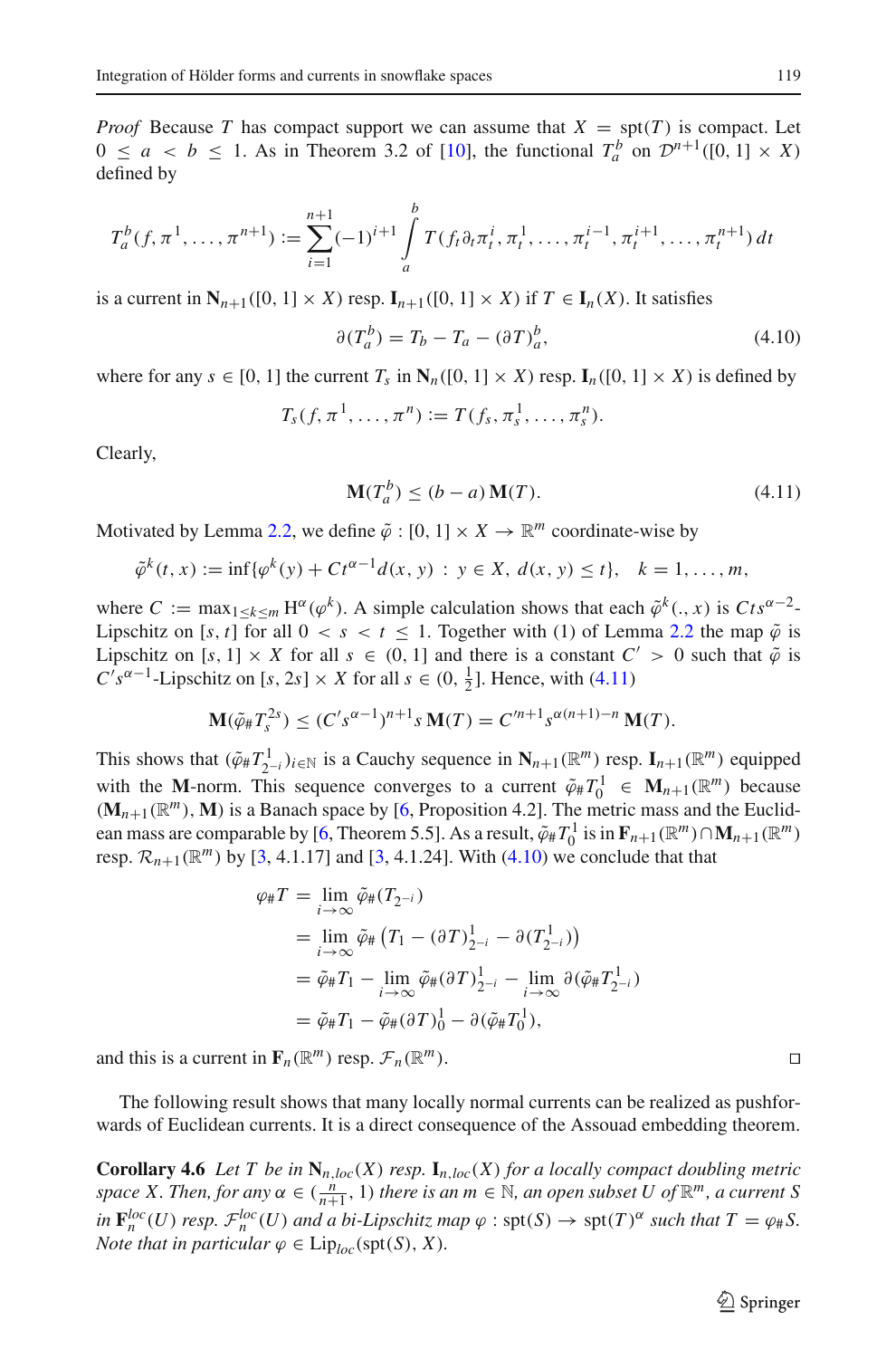*Proof* Because $T$ has compact support we can assume that $X = \operatorname{spt}(T)$ is compact. Let $0 \leq a < b \leq 1$. As in Theorem 3.2 of [10], the functional $T_a^b$ on $\mathcal{D}^{n+1}([0,1] \times X)$ defined by

$$T_a^b(f, \pi^1, \ldots, \pi^{n+1}) := \sum_{i=1}^{n+1} (-1)^{i+1} \int_a^b T(f_t \partial_t \pi_t^i, \pi_t^1, \ldots, \pi_t^{i-1}, \pi_t^{i+1}, \ldots, \pi_t^{n+1})\, dt$$

is a current in $\mathbf{N}_{n+1}([0,1] \times X)$ resp. $\mathbf{I}_{n+1}([0,1] \times X)$ if $T \in \mathbf{I}_n(X)$. It satisfies

$$\partial(T_a^b) = T_b - T_a - (\partial T)_a^b, \tag{4.10}$$

where for any $s \in [0,1]$ the current $T_s$ in $\mathbf{N}_n([0,1] \times X)$ resp. $\mathbf{I}_n([0,1] \times X)$ is defined by

$$T_s(f, \pi^1, \ldots, \pi^n) := T(f_s, \pi_s^1, \ldots, \pi_s^n).$$

Clearly,

$$\mathbf{M}(T_a^b) \leq (b-a)\, \mathbf{M}(T). \tag{4.11}$$

Motivated by Lemma 2.2, we define $\tilde{\varphi} : [0,1] \times X \to \mathbb{R}^m$ coordinate-wise by

$$\tilde{\varphi}^k(t, x) := \inf\{\varphi^k(y) + Ct^{\alpha-1} d(x,y) \,:\, y \in X,\ d(x,y) \leq t\}, \quad k = 1, \ldots, m,$$

where $C := \max_{1 \leq k \leq m} \mathrm{H}^\alpha(\varphi^k)$. A simple calculation shows that each $\tilde{\varphi}^k(.,x)$ is $Cts^{\alpha-2}$-Lipschitz on $[s,t]$ for all $0 < s < t \leq 1$. Together with (1) of Lemma 2.2 the map $\tilde{\varphi}$ is Lipschitz on $[s,1] \times X$ for all $s \in (0,1]$ and there is a constant $C' > 0$ such that $\tilde{\varphi}$ is $C' s^{\alpha-1}$-Lipschitz on $[s, 2s] \times X$ for all $s \in (0, \frac{1}{2}]$. Hence, with (4.11)

$$\mathbf{M}(\tilde{\varphi}_\# T_s^{2s}) \leq (C' s^{\alpha-1})^{n+1} s\, \mathbf{M}(T) = C'^{n+1} s^{\alpha(n+1)-n}\, \mathbf{M}(T).$$

This shows that $(\tilde{\varphi}_\# T_{2^{-i}}^1)_{i \in \mathbb{N}}$ is a Cauchy sequence in $\mathbf{N}_{n+1}(\mathbb{R}^m)$ resp. $\mathbf{I}_{n+1}(\mathbb{R}^m)$ equipped with the $\mathbf{M}$-norm. This sequence converges to a current $\tilde{\varphi}_\# T_0^1 \in \mathbf{M}_{n+1}(\mathbb{R}^m)$ because $(\mathbf{M}_{n+1}(\mathbb{R}^m), \mathbf{M})$ is a Banach space by [6, Proposition 4.2]. The metric mass and the Euclidean mass are comparable by [6, Theorem 5.5]. As a result, $\tilde{\varphi}_\# T_0^1$ is in $\mathbf{F}_{n+1}(\mathbb{R}^m) \cap \mathbf{M}_{n+1}(\mathbb{R}^m)$ resp. $\mathcal{R}_{n+1}(\mathbb{R}^m)$ by [3, 4.1.17] and [3, 4.1.24]. With (4.10) we conclude that that

$$\begin{aligned}
\varphi_\# T &= \lim_{i \to \infty} \tilde{\varphi}_\#(T_{2^{-i}}) \\
&= \lim_{i \to \infty} \tilde{\varphi}_\# \left(T_1 - (\partial T)_{2^{-i}}^1 - \partial(T_{2^{-i}}^1)\right) \\
&= \tilde{\varphi}_\# T_1 - \lim_{i \to \infty} \tilde{\varphi}_\#(\partial T)_{2^{-i}}^1 - \lim_{i \to \infty} \partial(\tilde{\varphi}_\# T_{2^{-i}}^1) \\
&= \tilde{\varphi}_\# T_1 - \tilde{\varphi}_\#(\partial T)_0^1 - \partial(\tilde{\varphi}_\# T_0^1),
\end{aligned}$$

and this is a current in $\mathbf{F}_n(\mathbb{R}^m)$ resp. $\mathcal{F}_n(\mathbb{R}^m)$. □

The following result shows that many locally normal currents can be realized as pushforwards of Euclidean currents. It is a direct consequence of the Assouad embedding theorem.

**Corollary 4.6** *Let $T$ be in $\mathbf{N}_{n,loc}(X)$ resp. $\mathbf{I}_{n,loc}(X)$ for a locally compact doubling metric space $X$. Then, for any $\alpha \in (\frac{n}{n+1}, 1)$ there is an $m \in \mathbb{N}$, an open subset $U$ of $\mathbb{R}^m$, a current $S$ in $\mathbf{F}_n^{loc}(U)$ resp. $\mathcal{F}_n^{loc}(U)$ and a bi-Lipschitz map $\varphi : \operatorname{spt}(S) \to \operatorname{spt}(T)^\alpha$ such that $T = \varphi_\# S$. Note that in particular $\varphi \in \operatorname{Lip}_{loc}(\operatorname{spt}(S), X)$.*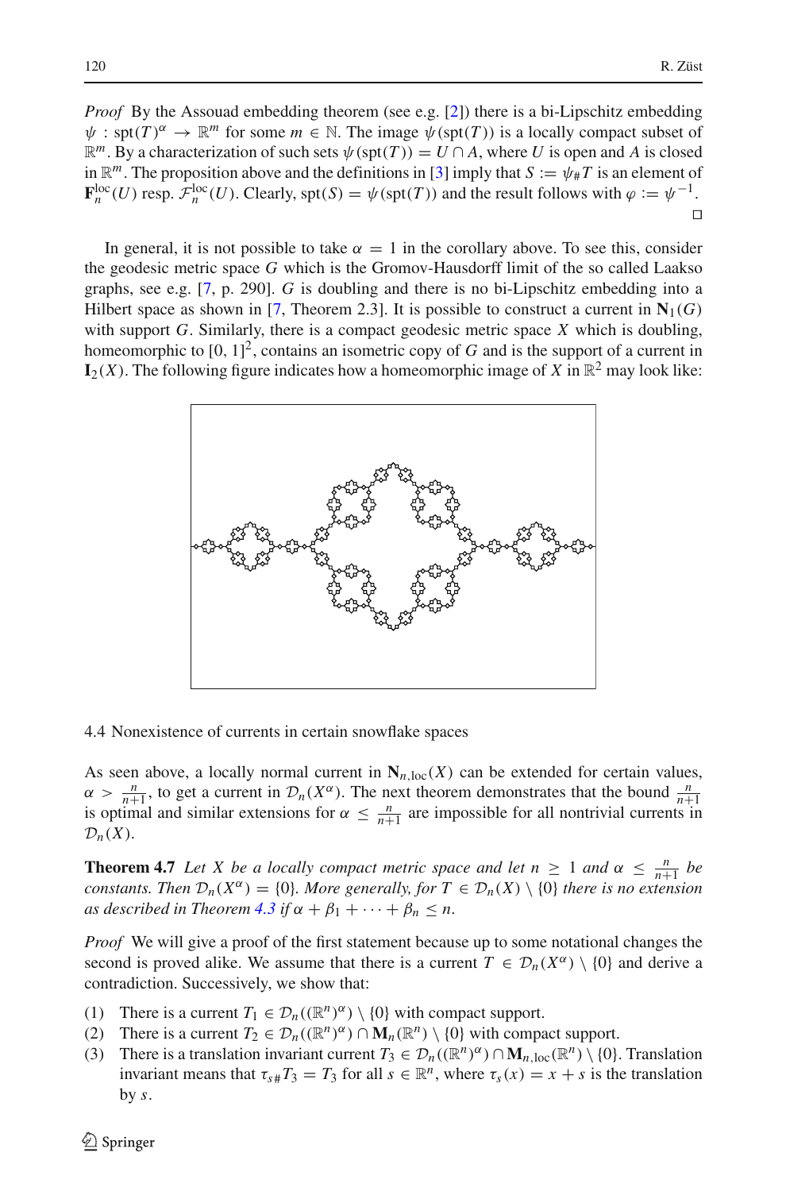*Proof* By the Assouad embedding theorem (see e.g. [2]) there is a bi-Lipschitz embedding $\psi : \operatorname{spt}(T)^\alpha \to \mathbb{R}^m$ for some $m \in \mathbb{N}$. The image $\psi(\operatorname{spt}(T))$ is a locally compact subset of $\mathbb{R}^m$. By a characterization of such sets $\psi(\operatorname{spt}(T)) = U \cap A$, where $U$ is open and $A$ is closed in $\mathbb{R}^m$. The proposition above and the definitions in [3] imply that $S := \psi_\# T$ is an element of $\mathbf{F}_n^{\mathrm{loc}}(U)$ resp. $\mathcal{F}_n^{\mathrm{loc}}(U)$. Clearly, $\operatorname{spt}(S) = \psi(\operatorname{spt}(T))$ and the result follows with $\varphi := \psi^{-1}$. □

In general, it is not possible to take $\alpha = 1$ in the corollary above. To see this, consider the geodesic metric space $G$ which is the Gromov-Hausdorff limit of the so called Laakso graphs, see e.g. [7, p. 290]. $G$ is doubling and there is no bi-Lipschitz embedding into a Hilbert space as shown in [7, Theorem 2.3]. It is possible to construct a current in $\mathbf{N}_1(G)$ with support $G$. Similarly, there is a compact geodesic metric space $X$ which is doubling, homeomorphic to $[0, 1]^2$, contains an isometric copy of $G$ and is the support of a current in $\mathbf{I}_2(X)$. The following figure indicates how a homeomorphic image of $X$ in $\mathbb{R}^2$ may look like:

## 4.4 Nonexistence of currents in certain snowflake spaces

As seen above, a locally normal current in $\mathbf{N}_{n,\mathrm{loc}}(X)$ can be extended for certain values, $\alpha > \frac{n}{n+1}$, to get a current in $\mathcal{D}_n(X^\alpha)$. The next theorem demonstrates that the bound $\frac{n}{n+1}$ is optimal and similar extensions for $\alpha \leq \frac{n}{n+1}$ are impossible for all nontrivial currents in $\mathcal{D}_n(X)$.

**Theorem 4.7** *Let $X$ be a locally compact metric space and let $n \geq 1$ and $\alpha \leq \frac{n}{n+1}$ be constants. Then $\mathcal{D}_n(X^\alpha) = \{0\}$. More generally, for $T \in \mathcal{D}_n(X) \setminus \{0\}$ there is no extension as described in Theorem 4.3 if $\alpha + \beta_1 + \cdots + \beta_n \leq n$.*

*Proof* We will give a proof of the first statement because up to some notational changes the second is proved alike. We assume that there is a current $T \in \mathcal{D}_n(X^\alpha) \setminus \{0\}$ and derive a contradiction. Successively, we show that:

1. There is a current $T_1 \in \mathcal{D}_n((\mathbb{R}^n)^\alpha) \setminus \{0\}$ with compact support.
2. There is a current $T_2 \in \mathcal{D}_n((\mathbb{R}^n)^\alpha) \cap \mathbf{M}_n(\mathbb{R}^n) \setminus \{0\}$ with compact support.
3. There is a translation invariant current $T_3 \in \mathcal{D}_n((\mathbb{R}^n)^\alpha) \cap \mathbf{M}_{n,\mathrm{loc}}(\mathbb{R}^n) \setminus \{0\}$. Translation invariant means that $\tau_{s\#} T_3 = T_3$ for all $s \in \mathbb{R}^n$, where $\tau_s(x) = x + s$ is the translation by $s$.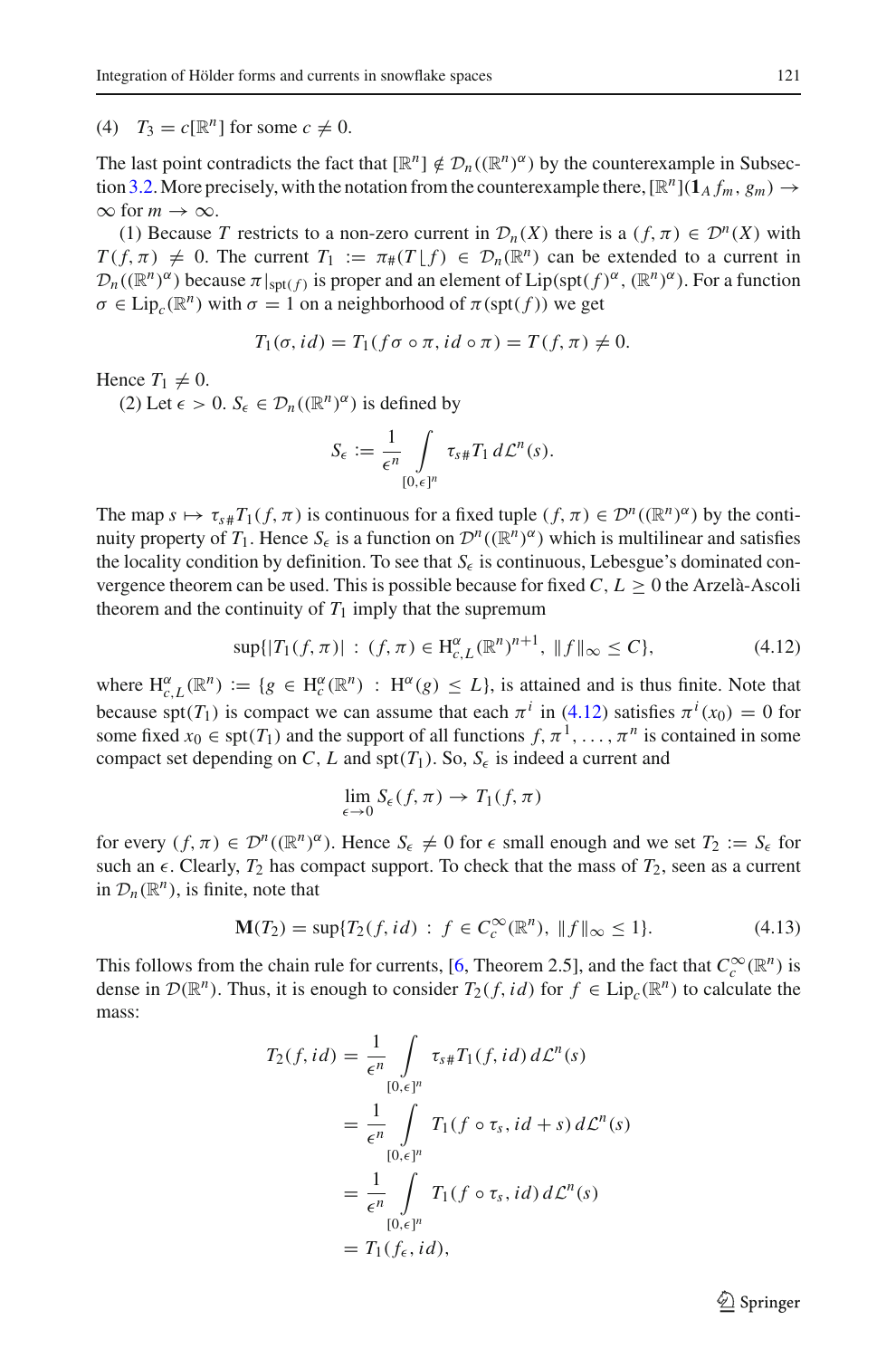(4) $T_3 = c[\mathbb{R}^n]$ for some $c \neq 0$.

The last point contradicts the fact that $[\mathbb{R}^n] \notin \mathcal{D}_n((\mathbb{R}^n)^\alpha)$ by the counterexample in Subsection 3.2. More precisely, with the notation from the counterexample there, $[\mathbb{R}^n](\mathbf{1}_A f_m, g_m) \to \infty$ for $m \to \infty$.

(1) Because $T$ restricts to a non-zero current in $\mathcal{D}_n(X)$ there is a $(f, \pi) \in \mathcal{D}^n(X)$ with $T(f, \pi) \neq 0$. The current $T_1 := \pi_\#(T \lfloor f) \in \mathcal{D}_n(\mathbb{R}^n)$ can be extended to a current in $\mathcal{D}_n((\mathbb{R}^n)^\alpha)$ because $\pi|_{\mathrm{spt}(f)}$ is proper and an element of $\mathrm{Lip}(\mathrm{spt}(f)^\alpha, (\mathbb{R}^n)^\alpha)$. For a function $\sigma \in \mathrm{Lip}_c(\mathbb{R}^n)$ with $\sigma = 1$ on a neighborhood of $\pi(\mathrm{spt}(f))$ we get

$$T_1(\sigma, id) = T_1(f\sigma \circ \pi, id \circ \pi) = T(f, \pi) \neq 0.$$

Hence $T_1 \neq 0$.

(2) Let $\epsilon > 0$. $S_\epsilon \in \mathcal{D}_n((\mathbb{R}^n)^\alpha)$ is defined by

$$S_\epsilon := \frac{1}{\epsilon^n} \int_{[0,\epsilon]^n} \tau_{s\#} T_1 \, d\mathcal{L}^n(s).$$

The map $s \mapsto \tau_{s\#} T_1(f, \pi)$ is continuous for a fixed tuple $(f, \pi) \in \mathcal{D}^n((\mathbb{R}^n)^\alpha)$ by the continuity property of $T_1$. Hence $S_\epsilon$ is a function on $\mathcal{D}^n((\mathbb{R}^n)^\alpha)$ which is multilinear and satisfies the locality condition by definition. To see that $S_\epsilon$ is continuous, Lebesgue's dominated convergence theorem can be used. This is possible because for fixed $C, L \geq 0$ the Arzelà-Ascoli theorem and the continuity of $T_1$ imply that the supremum

$$\sup\{|T_1(f, \pi)| : (f, \pi) \in \mathrm{H}^\alpha_{c,L}(\mathbb{R}^n)^{n+1}, \ \|f\|_\infty \leq C\}, \tag{4.12}$$

where $\mathrm{H}^\alpha_{c,L}(\mathbb{R}^n) := \{g \in \mathrm{H}^\alpha_c(\mathbb{R}^n) : \mathrm{H}^\alpha(g) \leq L\}$, is attained and is thus finite. Note that because $\mathrm{spt}(T_1)$ is compact we can assume that each $\pi^i$ in (4.12) satisfies $\pi^i(x_0) = 0$ for some fixed $x_0 \in \mathrm{spt}(T_1)$ and the support of all functions $f, \pi^1, \ldots, \pi^n$ is contained in some compact set depending on $C$, $L$ and $\mathrm{spt}(T_1)$. So, $S_\epsilon$ is indeed a current and

$$\lim_{\epsilon \to 0} S_\epsilon(f, \pi) \to T_1(f, \pi)$$

for every $(f, \pi) \in \mathcal{D}^n((\mathbb{R}^n)^\alpha)$. Hence $S_\epsilon \neq 0$ for $\epsilon$ small enough and we set $T_2 := S_\epsilon$ for such an $\epsilon$. Clearly, $T_2$ has compact support. To check that the mass of $T_2$, seen as a current in $\mathcal{D}_n(\mathbb{R}^n)$, is finite, note that

$$\mathbf{M}(T_2) = \sup\{T_2(f, id) : f \in C^\infty_c(\mathbb{R}^n), \ \|f\|_\infty \leq 1\}. \tag{4.13}$$

This follows from the chain rule for currents, [6, Theorem 2.5], and the fact that $C^\infty_c(\mathbb{R}^n)$ is dense in $\mathcal{D}(\mathbb{R}^n)$. Thus, it is enough to consider $T_2(f, id)$ for $f \in \mathrm{Lip}_c(\mathbb{R}^n)$ to calculate the mass:

$$\begin{aligned}
T_2(f, id) &= \frac{1}{\epsilon^n} \int_{[0,\epsilon]^n} \tau_{s\#} T_1(f, id) \, d\mathcal{L}^n(s) \\
&= \frac{1}{\epsilon^n} \int_{[0,\epsilon]^n} T_1(f \circ \tau_s, id + s) \, d\mathcal{L}^n(s) \\
&= \frac{1}{\epsilon^n} \int_{[0,\epsilon]^n} T_1(f \circ \tau_s, id) \, d\mathcal{L}^n(s) \\
&= T_1(f_\epsilon, id),
\end{aligned}$$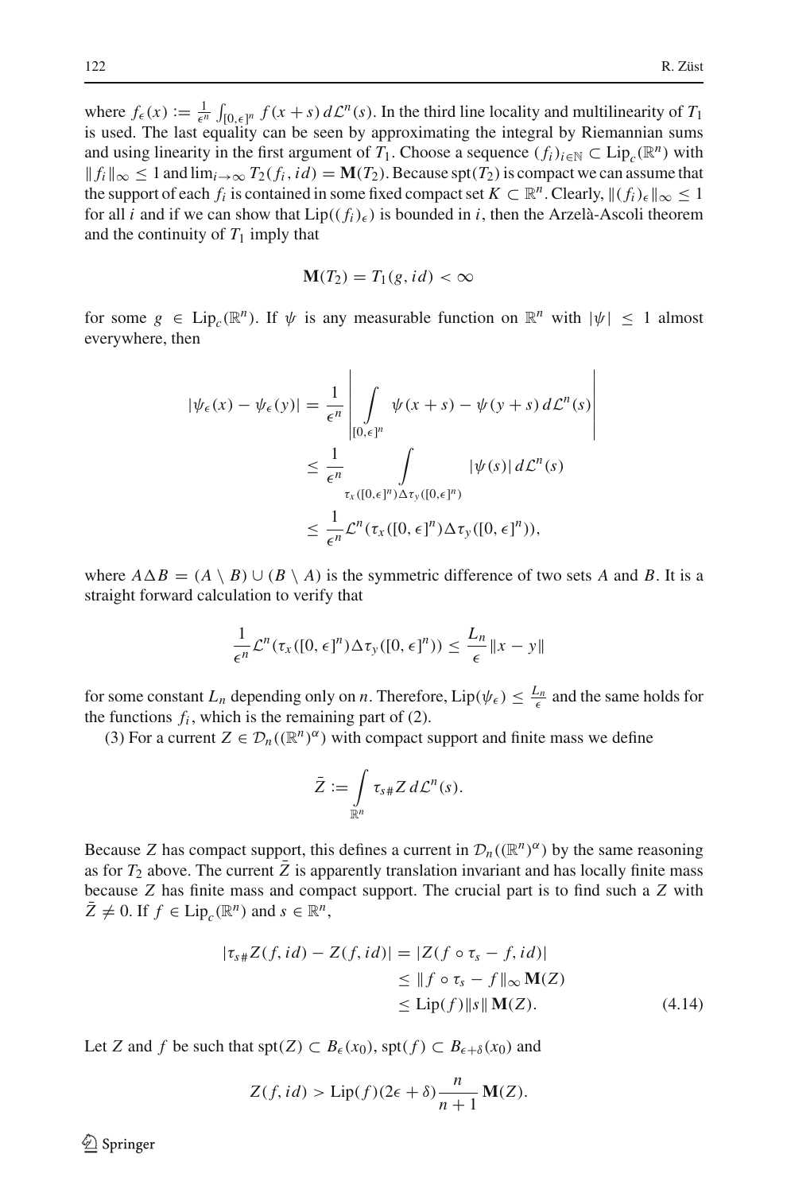where $f_\epsilon(x) := \frac{1}{\epsilon^n}\int_{[0,\epsilon]^n} f(x+s)\,d\mathcal{L}^n(s)$. In the third line locality and multilinearity of $T_1$ is used. The last equality can be seen by approximating the integral by Riemannian sums and using linearity in the first argument of $T_1$. Choose a sequence $(f_i)_{i\in\mathbb{N}} \subset \operatorname{Lip}_c(\mathbb{R}^n)$ with $\|f_i\|_\infty \le 1$ and $\lim_{i\to\infty} T_2(f_i, id) = \mathbf{M}(T_2)$. Because $\operatorname{spt}(T_2)$ is compact we can assume that the support of each $f_i$ is contained in some fixed compact set $K \subset \mathbb{R}^n$. Clearly, $\|(f_i)_\epsilon\|_\infty \le 1$ for all $i$ and if we can show that $\operatorname{Lip}((f_i)_\epsilon)$ is bounded in $i$, then the Arzelà-Ascoli theorem and the continuity of $T_1$ imply that

$$\mathbf{M}(T_2) = T_1(g, id) < \infty$$

for some $g \in \operatorname{Lip}_c(\mathbb{R}^n)$. If $\psi$ is any measurable function on $\mathbb{R}^n$ with $|\psi| \le 1$ almost everywhere, then

$$\begin{aligned}
|\psi_\epsilon(x) - \psi_\epsilon(y)| &= \frac{1}{\epsilon^n}\left|\int_{[0,\epsilon]^n} \psi(x+s) - \psi(y+s)\,d\mathcal{L}^n(s)\right| \\
&\le \frac{1}{\epsilon^n}\int_{\tau_x([0,\epsilon]^n)\Delta\tau_y([0,\epsilon]^n)} |\psi(s)|\,d\mathcal{L}^n(s) \\
&\le \frac{1}{\epsilon^n}\mathcal{L}^n(\tau_x([0,\epsilon]^n)\Delta\tau_y([0,\epsilon]^n)),
\end{aligned}$$

where $A\Delta B = (A\setminus B)\cup(B\setminus A)$ is the symmetric difference of two sets $A$ and $B$. It is a straight forward calculation to verify that

$$\frac{1}{\epsilon^n}\mathcal{L}^n(\tau_x([0,\epsilon]^n)\Delta\tau_y([0,\epsilon]^n)) \le \frac{L_n}{\epsilon}\|x-y\|$$

for some constant $L_n$ depending only on $n$. Therefore, $\operatorname{Lip}(\psi_\epsilon) \le \frac{L_n}{\epsilon}$ and the same holds for the functions $f_i$, which is the remaining part of (2).

(3) For a current $Z \in \mathcal{D}_n((\mathbb{R}^n)^\alpha)$ with compact support and finite mass we define

$$\bar{Z} := \int_{\mathbb{R}^n} \tau_{s\#}Z\,d\mathcal{L}^n(s).$$

Because $Z$ has compact support, this defines a current in $\mathcal{D}_n((\mathbb{R}^n)^\alpha)$ by the same reasoning as for $T_2$ above. The current $\bar{Z}$ is apparently translation invariant and has locally finite mass because $Z$ has finite mass and compact support. The crucial part is to find such a $Z$ with $\bar{Z} \ne 0$. If $f \in \operatorname{Lip}_c(\mathbb{R}^n)$ and $s \in \mathbb{R}^n$,

$$\begin{aligned}
|\tau_{s\#}Z(f, id) - Z(f, id)| &= |Z(f\circ\tau_s - f, id)| \\
&\le \|f\circ\tau_s - f\|_\infty\,\mathbf{M}(Z) \\
&\le \operatorname{Lip}(f)\|s\|\,\mathbf{M}(Z).
\end{aligned} \tag{4.14}$$

Let $Z$ and $f$ be such that $\operatorname{spt}(Z) \subset B_\epsilon(x_0)$, $\operatorname{spt}(f) \subset B_{\epsilon+\delta}(x_0)$ and

$$Z(f, id) > \operatorname{Lip}(f)(2\epsilon+\delta)\frac{n}{n+1}\,\mathbf{M}(Z).$$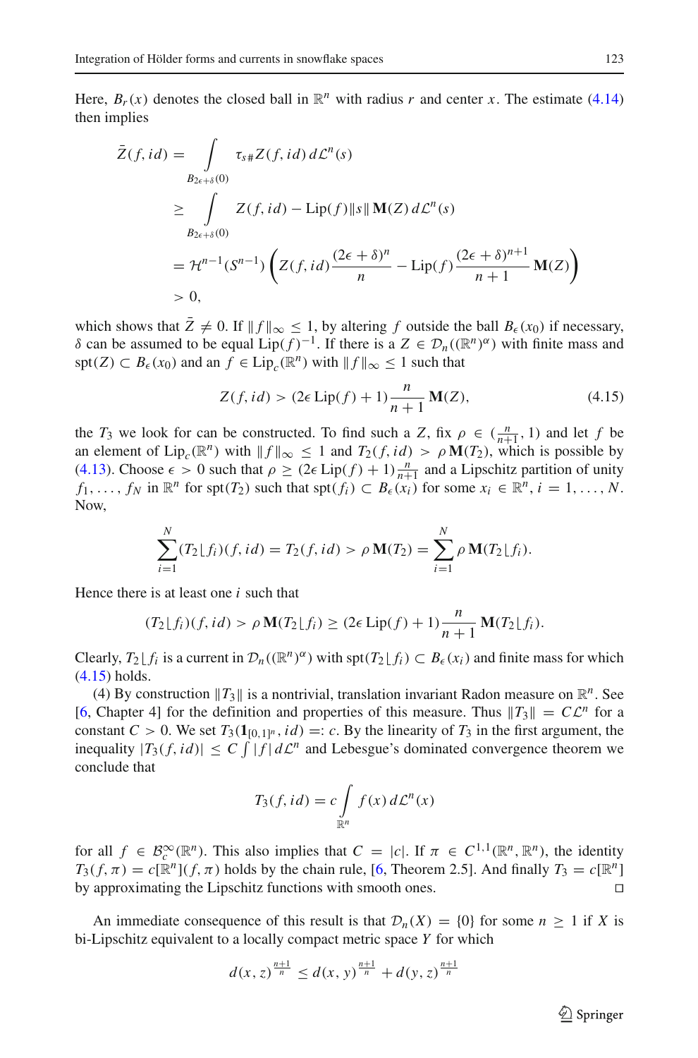Here, $B_r(x)$ denotes the closed ball in $\mathbb{R}^n$ with radius $r$ and center $x$. The estimate (4.14) then implies

$$
\begin{aligned}
\bar{Z}(f, id) &= \int_{B_{2\epsilon+\delta}(0)} \tau_{s\#} Z(f, id)\, d\mathcal{L}^n(s) \\
&\geq \int_{B_{2\epsilon+\delta}(0)} Z(f, id) - \operatorname{Lip}(f)\|s\|\,\mathbf{M}(Z)\, d\mathcal{L}^n(s) \\
&= \mathcal{H}^{n-1}(S^{n-1}) \left( Z(f, id)\frac{(2\epsilon+\delta)^n}{n} - \operatorname{Lip}(f)\frac{(2\epsilon+\delta)^{n+1}}{n+1}\mathbf{M}(Z) \right) \\
&> 0,
\end{aligned}
$$

which shows that $\bar{Z} \neq 0$. If $\|f\|_\infty \leq 1$, by altering $f$ outside the ball $B_\epsilon(x_0)$ if necessary, $\delta$ can be assumed to be equal $\operatorname{Lip}(f)^{-1}$. If there is a $Z \in \mathcal{D}_n((\mathbb{R}^n)^\alpha)$ with finite mass and $\operatorname{spt}(Z) \subset B_\epsilon(x_0)$ and an $f \in \operatorname{Lip}_c(\mathbb{R}^n)$ with $\|f\|_\infty \leq 1$ such that

$$
Z(f, id) > (2\epsilon \operatorname{Lip}(f) + 1)\frac{n}{n+1}\mathbf{M}(Z), \tag{4.15}
$$

the $T_3$ we look for can be constructed. To find such a $Z$, fix $\rho \in (\frac{n}{n+1}, 1)$ and let $f$ be an element of $\operatorname{Lip}_c(\mathbb{R}^n)$ with $\|f\|_\infty \leq 1$ and $T_2(f, id) > \rho\,\mathbf{M}(T_2)$, which is possible by (4.13). Choose $\epsilon > 0$ such that $\rho \geq (2\epsilon \operatorname{Lip}(f) + 1)\frac{n}{n+1}$ and a Lipschitz partition of unity $f_1, \ldots, f_N$ in $\mathbb{R}^n$ for $\operatorname{spt}(T_2)$ such that $\operatorname{spt}(f_i) \subset B_\epsilon(x_i)$ for some $x_i \in \mathbb{R}^n$, $i = 1, \ldots, N$. Now,

$$
\sum_{i=1}^{N} (T_2 \lfloor f_i)(f, id) = T_2(f, id) > \rho\,\mathbf{M}(T_2) = \sum_{i=1}^{N} \rho\,\mathbf{M}(T_2 \lfloor f_i).
$$

Hence there is at least one $i$ such that

$$
(T_2 \lfloor f_i)(f, id) > \rho\,\mathbf{M}(T_2 \lfloor f_i) \geq (2\epsilon \operatorname{Lip}(f) + 1)\frac{n}{n+1}\mathbf{M}(T_2 \lfloor f_i).
$$

Clearly, $T_2 \lfloor f_i$ is a current in $\mathcal{D}_n((\mathbb{R}^n)^\alpha)$ with $\operatorname{spt}(T_2 \lfloor f_i) \subset B_\epsilon(x_i)$ and finite mass for which (4.15) holds.

(4) By construction $\|T_3\|$ is a nontrivial, translation invariant Radon measure on $\mathbb{R}^n$. See [6, Chapter 4] for the definition and properties of this measure. Thus $\|T_3\| = C\mathcal{L}^n$ for a constant $C > 0$. We set $T_3(\mathbf{1}_{[0,1]^n}, id) =: c$. By the linearity of $T_3$ in the first argument, the inequality $|T_3(f, id)| \leq C \int |f|\, d\mathcal{L}^n$ and Lebesgue's dominated convergence theorem we conclude that

$$
T_3(f, id) = c \int_{\mathbb{R}^n} f(x)\, d\mathcal{L}^n(x)
$$

for all $f \in \mathcal{B}_c^\infty(\mathbb{R}^n)$. This also implies that $C = |c|$. If $\pi \in C^{1,1}(\mathbb{R}^n, \mathbb{R}^n)$, the identity $T_3(f, \pi) = c[\mathbb{R}^n](f, \pi)$ holds by the chain rule, [6, Theorem 2.5]. And finally $T_3 = c[\mathbb{R}^n]$ by approximating the Lipschitz functions with smooth ones. ◻

An immediate consequence of this result is that $\mathcal{D}_n(X) = \{0\}$ for some $n \geq 1$ if $X$ is bi-Lipschitz equivalent to a locally compact metric space $Y$ for which

$$
d(x, z)^{\frac{n+1}{n}} \leq d(x, y)^{\frac{n+1}{n}} + d(y, z)^{\frac{n+1}{n}}
$$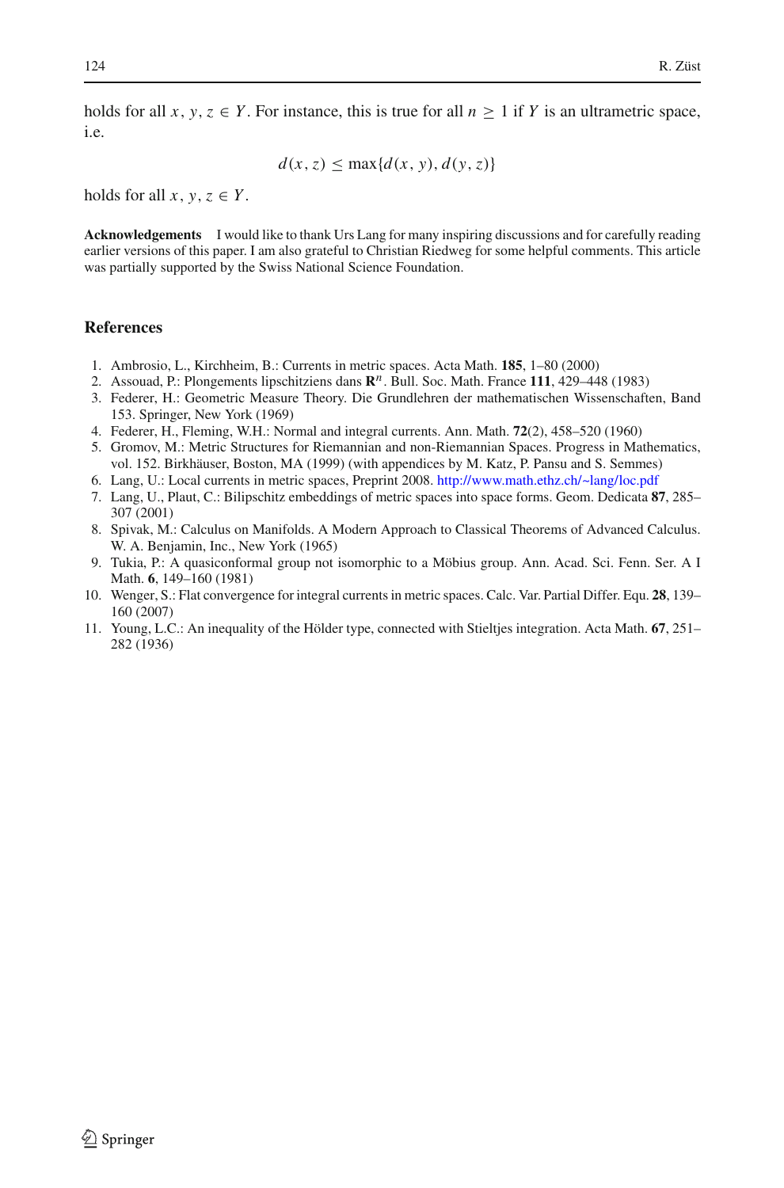holds for all $x, y, z \in Y$. For instance, this is true for all $n \geq 1$ if $Y$ is an ultrametric space, i.e.

$$d(x, z) \leq \max\{d(x, y), d(y, z)\}$$

holds for all $x, y, z \in Y$.

**Acknowledgements** I would like to thank Urs Lang for many inspiring discussions and for carefully reading earlier versions of this paper. I am also grateful to Christian Riedweg for some helpful comments. This article was partially supported by the Swiss National Science Foundation.

## References

1. Ambrosio, L., Kirchheim, B.: Currents in metric spaces. Acta Math. **185**, 1–80 (2000)
2. Assouad, P.: Plongements lipschitziens dans $\mathbf{R}^n$. Bull. Soc. Math. France **111**, 429–448 (1983)
3. Federer, H.: Geometric Measure Theory. Die Grundlehren der mathematischen Wissenschaften, Band 153. Springer, New York (1969)
4. Federer, H., Fleming, W.H.: Normal and integral currents. Ann. Math. **72**(2), 458–520 (1960)
5. Gromov, M.: Metric Structures for Riemannian and non-Riemannian Spaces. Progress in Mathematics, vol. 152. Birkhäuser, Boston, MA (1999) (with appendices by M. Katz, P. Pansu and S. Semmes)
6. Lang, U.: Local currents in metric spaces, Preprint 2008. http://www.math.ethz.ch/~lang/loc.pdf
7. Lang, U., Plaut, C.: Bilipschitz embeddings of metric spaces into space forms. Geom. Dedicata **87**, 285–307 (2001)
8. Spivak, M.: Calculus on Manifolds. A Modern Approach to Classical Theorems of Advanced Calculus. W. A. Benjamin, Inc., New York (1965)
9. Tukia, P.: A quasiconformal group not isomorphic to a Möbius group. Ann. Acad. Sci. Fenn. Ser. A I Math. **6**, 149–160 (1981)
10. Wenger, S.: Flat convergence for integral currents in metric spaces. Calc. Var. Partial Differ. Equ. **28**, 139–160 (2007)
11. Young, L.C.: An inequality of the Hölder type, connected with Stieltjes integration. Acta Math. **67**, 251–282 (1936)